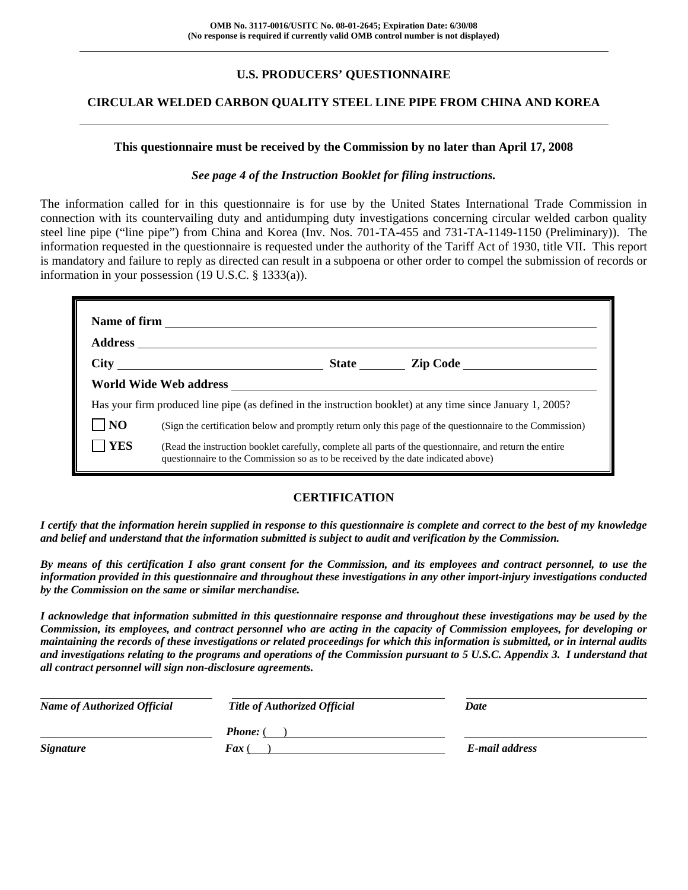OMB No. 3117-0016/USITC No. 08-01-2645; Expiration Date: 6/30/08
(No response is required if currently valid OMB control number is not displayed)

# U.S. PRODUCERS' QUESTIONNAIRE

## CIRCULAR WELDED CARBON QUALITY STEEL LINE PIPE FROM CHINA AND KOREA

**This questionnaire must be received by the Commission by no later than April 17, 2008**

***See page 4 of the Instruction Booklet for filing instructions.***

The information called for in this questionnaire is for use by the United States International Trade Commission in connection with its countervailing duty and antidumping duty investigations concerning circular welded carbon quality steel line pipe ("line pipe") from China and Korea (Inv. Nos. 701-TA-455 and 731-TA-1149-1150 (Preliminary)). The information requested in the questionnaire is requested under the authority of the Tariff Act of 1930, title VII. This report is mandatory and failure to reply as directed can result in a subpoena or other order to compel the submission of records or information in your possession (19 U.S.C. § 1333(a)).

**Name of firm** ______________________________

**Address** ______________________________

**City** ________________ **State** ________ **Zip Code** ________________

**World Wide Web address** ______________________________

Has your firm produced line pipe (as defined in the instruction booklet) at any time since January 1, 2005?

☐ **NO** (Sign the certification below and promptly return only this page of the questionnaire to the Commission)

☐ **YES** (Read the instruction booklet carefully, complete all parts of the questionnaire, and return the entire questionnaire to the Commission so as to be received by the date indicated above)

## CERTIFICATION

***I certify that the information herein supplied in response to this questionnaire is complete and correct to the best of my knowledge and belief and understand that the information submitted is subject to audit and verification by the Commission.***

***By means of this certification I also grant consent for the Commission, and its employees and contract personnel, to use the information provided in this questionnaire and throughout these investigations in any other import-injury investigations conducted by the Commission on the same or similar merchandise.***

***I acknowledge that information submitted in this questionnaire response and throughout these investigations may be used by the Commission, its employees, and contract personnel who are acting in the capacity of Commission employees, for developing or maintaining the records of these investigations or related proceedings for which this information is submitted, or in internal audits and investigations relating to the programs and operations of the Commission pursuant to 5 U.S.C. Appendix 3. I understand that all contract personnel will sign non-disclosure agreements.***

| ______________________ | ______________________ | ______________________ |
|---|---|---|
| ***Name of Authorized Official*** | ***Title of Authorized Official*** | ***Date*** |
| ______________________ | ***Phone:*** ( ) ______________ | ______________________ |
| ***Signature*** | ***Fax*** ( ) ______________ | ***E-mail address*** |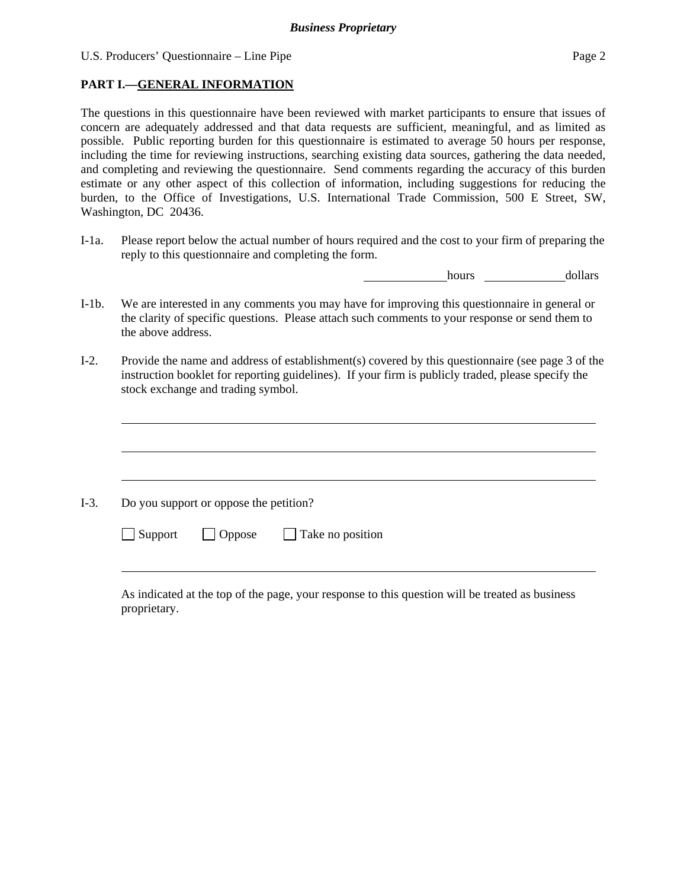**Business Proprietary**

## PART I.—GENERAL INFORMATION

The questions in this questionnaire have been reviewed with market participants to ensure that issues of concern are adequately addressed and that data requests are sufficient, meaningful, and as limited as possible. Public reporting burden for this questionnaire is estimated to average 50 hours per response, including the time for reviewing instructions, searching existing data sources, gathering the data needed, and completing and reviewing the questionnaire. Send comments regarding the accuracy of this burden estimate or any other aspect of this collection of information, including suggestions for reducing the burden, to the Office of Investigations, U.S. International Trade Commission, 500 E Street, SW, Washington, DC 20436.

I-1a. Please report below the actual number of hours required and the cost to your firm of preparing the reply to this questionnaire and completing the form.

______________hours ______________dollars

I-1b. We are interested in any comments you may have for improving this questionnaire in general or the clarity of specific questions. Please attach such comments to your response or send them to the above address.

I-2. Provide the name and address of establishment(s) covered by this questionnaire (see page 3 of the instruction booklet for reporting guidelines). If your firm is publicly traded, please specify the stock exchange and trading symbol.

________________________________________________________________

________________________________________________________________

________________________________________________________________

I-3. Do you support or oppose the petition?

☐ Support ☐ Oppose ☐ Take no position

________________________________________________________________

As indicated at the top of the page, your response to this question will be treated as business proprietary.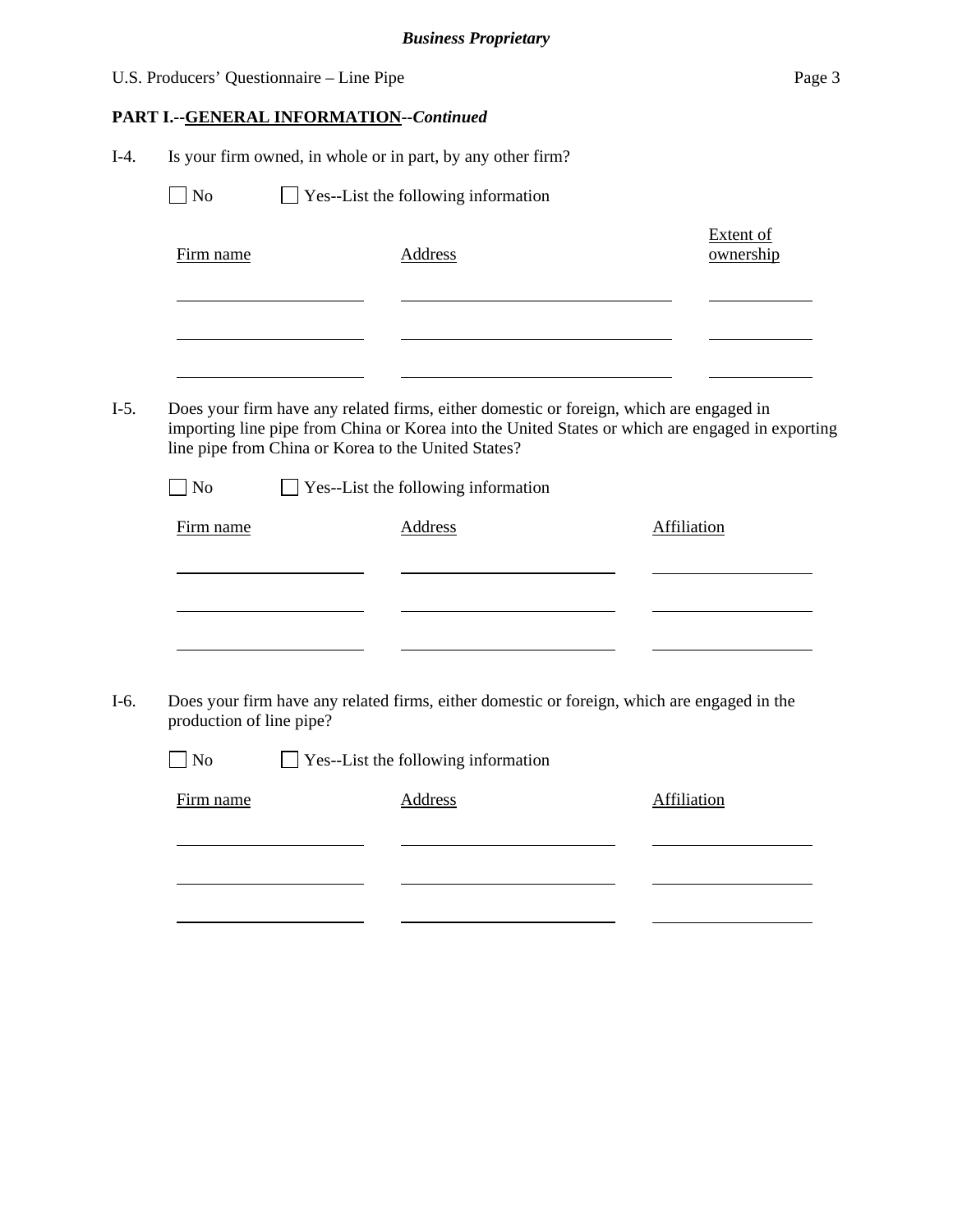**PART I.--GENERAL INFORMATION--*Continued***

I-4. Is your firm owned, in whole or in part, by any other firm?

☐ No ☐ Yes--List the following information

| Firm name | Address | Extent of ownership |
|---|---|---|
| | | |
| | | |
| | | |

I-5. Does your firm have any related firms, either domestic or foreign, which are engaged in importing line pipe from China or Korea into the United States or which are engaged in exporting line pipe from China or Korea to the United States?

☐ No ☐ Yes--List the following information

| Firm name | Address | Affiliation |
|---|---|---|
| | | |
| | | |
| | | |

I-6. Does your firm have any related firms, either domestic or foreign, which are engaged in the production of line pipe?

☐ No ☐ Yes--List the following information

| Firm name | Address | Affiliation |
|---|---|---|
| | | |
| | | |
| | | |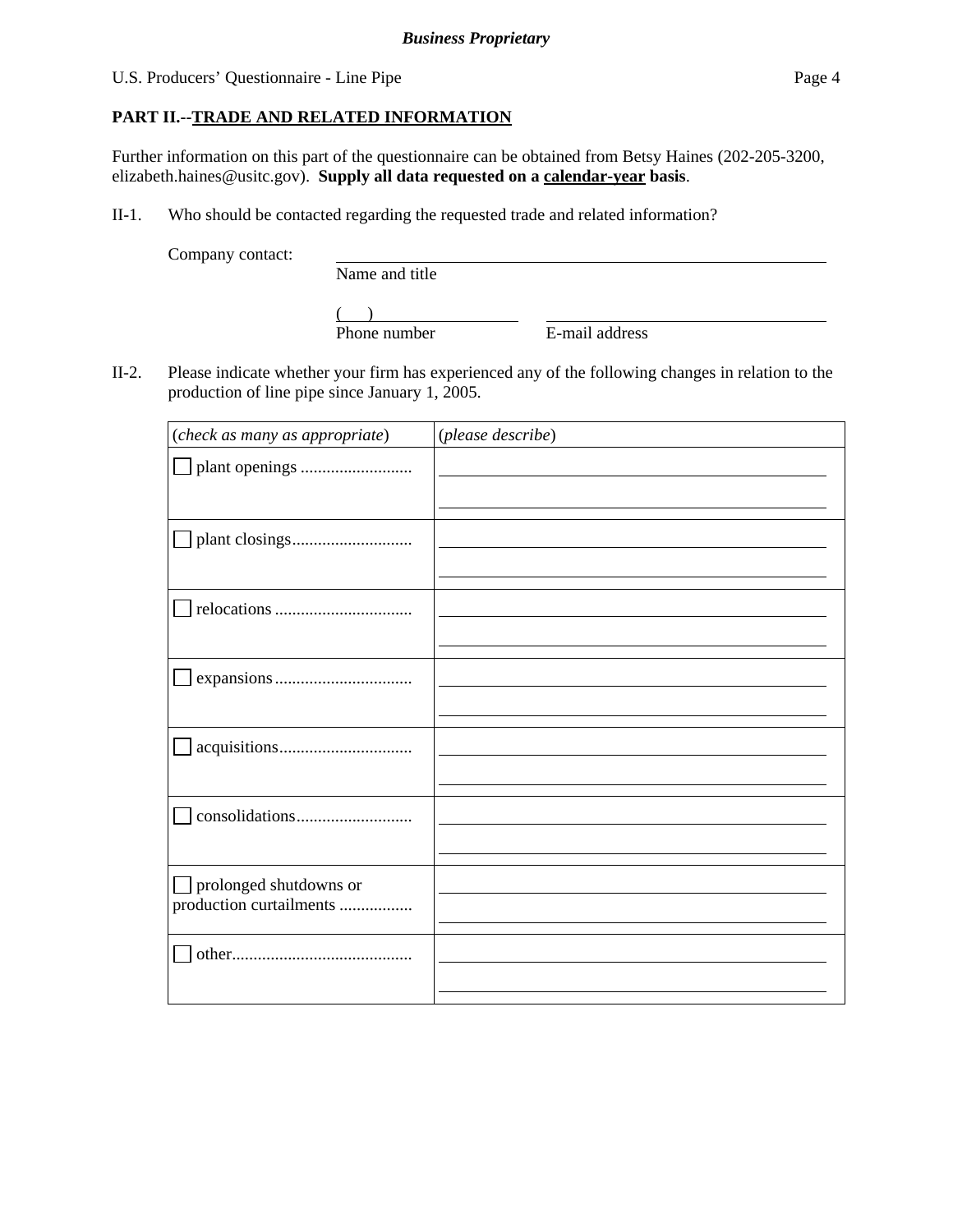## PART II.--TRADE AND RELATED INFORMATION

Further information on this part of the questionnaire can be obtained from Betsy Haines (202-205-3200, elizabeth.haines@usitc.gov). **Supply all data requested on a calendar-year basis.**

II-1. Who should be contacted regarding the requested trade and related information?

Company contact: ______________________________
Name and title

( ) ______________ ______________________________
Phone number E-mail address

II-2. Please indicate whether your firm has experienced any of the following changes in relation to the production of line pipe since January 1, 2005.

| (*check as many as appropriate*) | (*please describe*) |
|---|---|
| ☐ plant openings .......................... | |
| ☐ plant closings........................... | |
| ☐ relocations ................................ | |
| ☐ expansions................................ | |
| ☐ acquisitions............................... | |
| ☐ consolidations........................... | |
| ☐ prolonged shutdowns or production curtailments ................. | |
| ☐ other.......................................... | |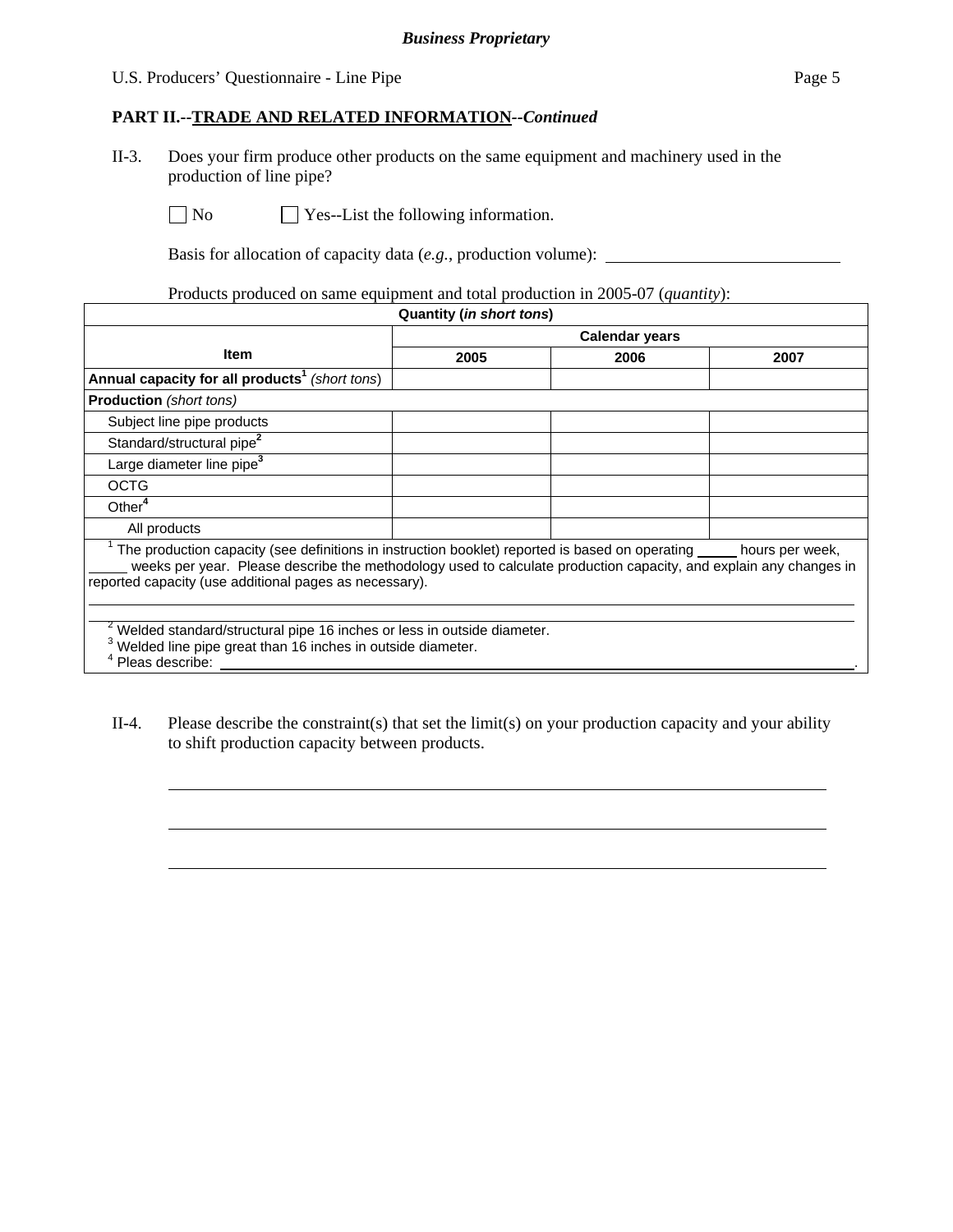**Business Proprietary**

## PART II.--TRADE AND RELATED INFORMATION--*Continued*

II-3. Does your firm produce other products on the same equipment and machinery used in the production of line pipe?

☐ No ☐ Yes--List the following information.

Basis for allocation of capacity data (*e.g.*, production volume): \_\_\_\_\_\_\_\_\_\_\_\_\_\_\_\_\_\_\_\_\_\_\_\_\_\_

Products produced on same equipment and total production in 2005-07 (*quantity*):

| Quantity (*in short tons*) | | | |
|---|---|---|---|
| Item | Calendar years | | |
| | 2005 | 2006 | 2007 |
| **Annual capacity for all products**[1] *(short tons)* | | | |
| **Production** *(short tons)* | | | |
| Subject line pipe products | | | |
| Standard/structural pipe[2] | | | |
| Large diameter line pipe[3] | | | |
| OCTG | | | |
| Other[4] | | | |
| All products | | | |

[1] The production capacity (see definitions in instruction booklet) reported is based on operating \_\_\_\_\_ hours per week, \_\_\_\_\_ weeks per year. Please describe the methodology used to calculate production capacity, and explain any changes in reported capacity (use additional pages as necessary).

\_\_\_\_\_\_\_\_\_\_\_\_\_\_\_\_\_\_\_\_\_\_\_\_\_\_\_\_\_\_\_\_\_\_\_\_\_\_\_\_\_\_\_\_\_\_\_\_\_\_\_\_\_\_\_\_\_\_\_\_

\_\_\_\_\_\_\_\_\_\_\_\_\_\_\_\_\_\_\_\_\_\_\_\_\_\_\_\_\_\_\_\_\_\_\_\_\_\_\_\_\_\_\_\_\_\_\_\_\_\_\_\_\_\_\_\_\_\_\_\_

[2] Welded standard/structural pipe 16 inches or less in outside diameter.
[3] Welded line pipe great than 16 inches in outside diameter.
[4] Pleas describe: \_\_\_\_\_\_\_\_\_\_\_\_\_\_\_\_\_\_\_\_\_\_\_\_\_\_\_\_\_\_\_\_\_\_\_\_\_\_\_\_\_\_\_\_\_\_\_\_.

II-4. Please describe the constraint(s) that set the limit(s) on your production capacity and your ability to shift production capacity between products.

\_\_\_\_\_\_\_\_\_\_\_\_\_\_\_\_\_\_\_\_\_\_\_\_\_\_\_\_\_\_\_\_\_\_\_\_\_\_\_\_\_\_\_\_\_\_\_\_\_\_\_\_\_\_\_\_\_\_\_\_

\_\_\_\_\_\_\_\_\_\_\_\_\_\_\_\_\_\_\_\_\_\_\_\_\_\_\_\_\_\_\_\_\_\_\_\_\_\_\_\_\_\_\_\_\_\_\_\_\_\_\_\_\_\_\_\_\_\_\_\_

\_\_\_\_\_\_\_\_\_\_\_\_\_\_\_\_\_\_\_\_\_\_\_\_\_\_\_\_\_\_\_\_\_\_\_\_\_\_\_\_\_\_\_\_\_\_\_\_\_\_\_\_\_\_\_\_\_\_\_\_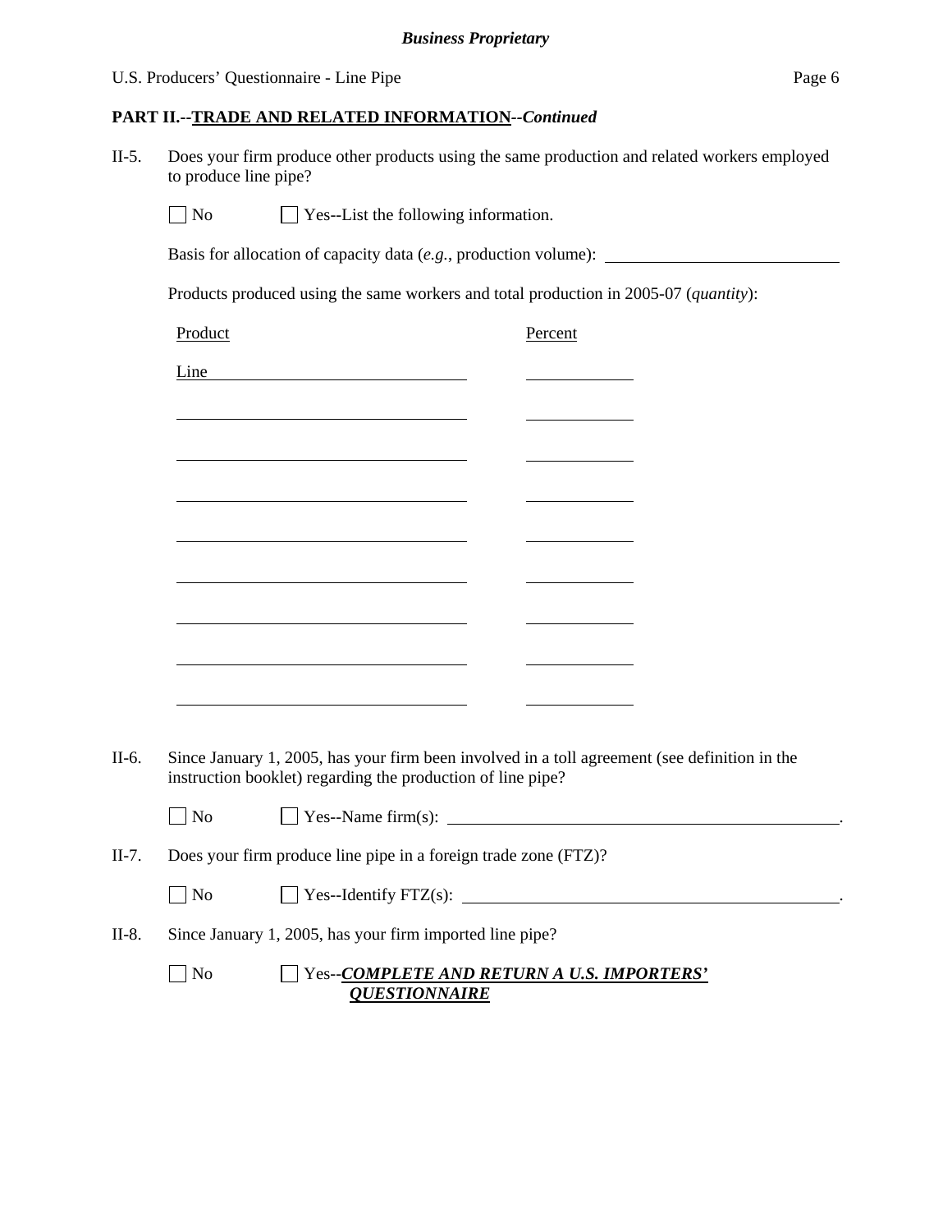## PART II.--TRADE AND RELATED INFORMATION--*Continued*

II-5. Does your firm produce other products using the same production and related workers employed to produce line pipe?

☐ No ☐ Yes--List the following information.

Basis for allocation of capacity data (*e.g.*, production volume): \_\_\_\_\_\_\_\_\_\_\_\_\_\_\_\_\_\_\_\_

Products produced using the same workers and total production in 2005-07 (*quantity*):

| Product | Percent |
|---|---|
| Line | |
| | |
| | |
| | |
| | |
| | |
| | |
| | |
| | |

II-6. Since January 1, 2005, has your firm been involved in a toll agreement (see definition in the instruction booklet) regarding the production of line pipe?

☐ No ☐ Yes--Name firm(s): \_\_\_\_\_\_\_\_\_\_\_\_\_\_\_\_\_\_\_\_.

II-7. Does your firm produce line pipe in a foreign trade zone (FTZ)?

☐ No ☐ Yes--Identify FTZ(s): \_\_\_\_\_\_\_\_\_\_\_\_\_\_\_\_\_\_\_\_.

II-8. Since January 1, 2005, has your firm imported line pipe?

☐ No ☐ Yes--***COMPLETE AND RETURN A U.S. IMPORTERS' QUESTIONNAIRE***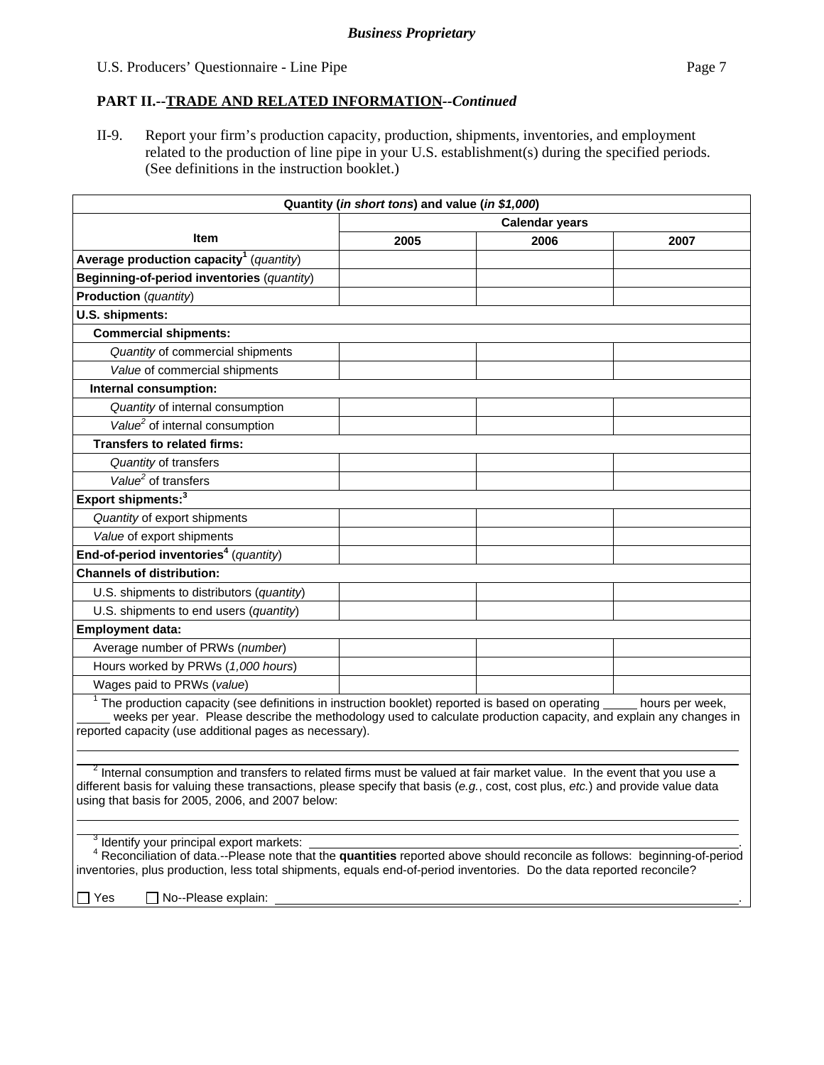**Business Proprietary**

U.S. Producers' Questionnaire - Line Pipe

## PART II.--TRADE AND RELATED INFORMATION--*Continued*

II-9. Report your firm's production capacity, production, shipments, inventories, and employment related to the production of line pipe in your U.S. establishment(s) during the specified periods. (See definitions in the instruction booklet.)

| Quantity (*in short tons*) and value (*in $1,000*) | | | |
|---|---|---|---|
| **Item** | **Calendar years** | | |
| | **2005** | **2006** | **2007** |
| **Average production capacity**[1] (*quantity*) | | | |
| **Beginning-of-period inventories** (*quantity*) | | | |
| **Production** (*quantity*) | | | |
| **U.S. shipments:** | | | |
| **Commercial shipments:** | | | |
| *Quantity* of commercial shipments | | | |
| *Value* of commercial shipments | | | |
| **Internal consumption:** | | | |
| *Quantity* of internal consumption | | | |
| *Value*[2] of internal consumption | | | |
| **Transfers to related firms:** | | | |
| *Quantity* of transfers | | | |
| *Value*[2] of transfers | | | |
| **Export shipments:**[3] | | | |
| *Quantity* of export shipments | | | |
| *Value* of export shipments | | | |
| **End-of-period inventories**[4] (*quantity*) | | | |
| **Channels of distribution:** | | | |
| U.S. shipments to distributors (*quantity*) | | | |
| U.S. shipments to end users (*quantity*) | | | |
| **Employment data:** | | | |
| Average number of PRWs (*number*) | | | |
| Hours worked by PRWs (*1,000 hours*) | | | |
| Wages paid to PRWs (*value*) | | | |

[1] The production capacity (see definitions in instruction booklet) reported is based on operating _____ hours per week, _____ weeks per year. Please describe the methodology used to calculate production capacity, and explain any changes in reported capacity (use additional pages as necessary).

______________________________________________________________________

______________________________________________________________________

[2] Internal consumption and transfers to related firms must be valued at fair market value. In the event that you use a different basis for valuing these transactions, please specify that basis (*e.g.*, cost, cost plus, *etc.*) and provide value data using that basis for 2005, 2006, and 2007 below:

______________________________________________________________________

______________________________________________________________________

[3] Identify your principal export markets: ______________________________________________.

[4] Reconciliation of data.--Please note that the **quantities** reported above should reconcile as follows: beginning-of-period inventories, plus production, less total shipments, equals end-of-period inventories. Do the data reported reconcile?

☐ Yes ☐ No--Please explain: ______________________________________________.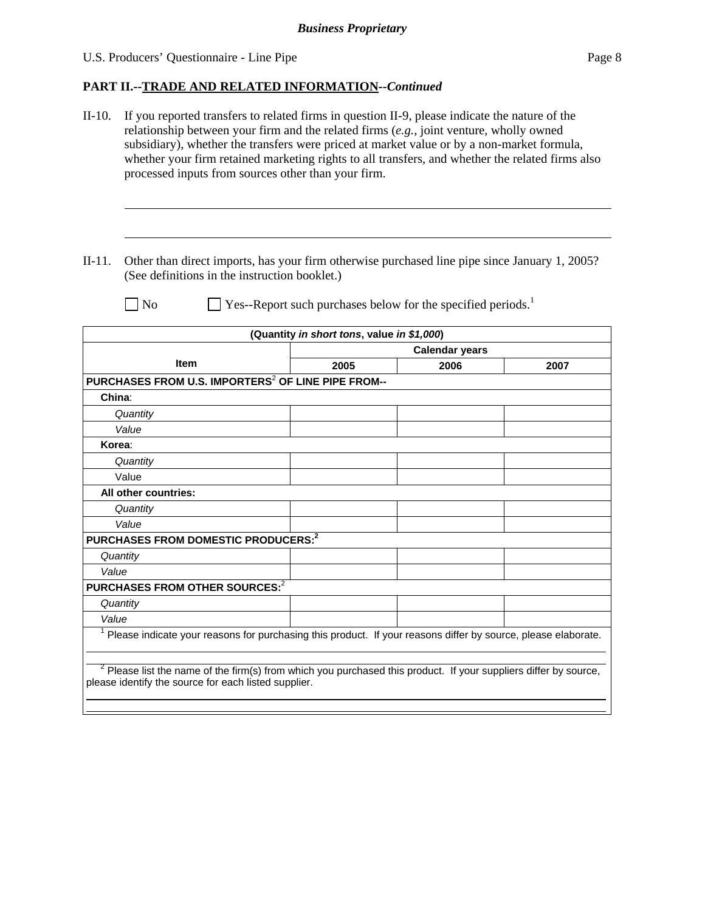**Business Proprietary**

## PART II.--TRADE AND RELATED INFORMATION--*Continued*

II-10. If you reported transfers to related firms in question II-9, please indicate the nature of the relationship between your firm and the related firms (*e.g.*, joint venture, wholly owned subsidiary), whether the transfers were priced at market value or by a non-market formula, whether your firm retained marketing rights to all transfers, and whether the related firms also processed inputs from sources other than your firm.

\_\_\_\_\_\_\_\_\_\_\_\_\_\_\_\_\_\_\_\_\_\_\_\_\_\_\_\_\_\_\_\_\_\_\_\_\_\_\_\_\_\_\_\_\_\_\_\_\_\_\_\_\_\_\_\_\_\_\_\_

\_\_\_\_\_\_\_\_\_\_\_\_\_\_\_\_\_\_\_\_\_\_\_\_\_\_\_\_\_\_\_\_\_\_\_\_\_\_\_\_\_\_\_\_\_\_\_\_\_\_\_\_\_\_\_\_\_\_\_\_

II-11. Other than direct imports, has your firm otherwise purchased line pipe since January 1, 2005? (See definitions in the instruction booklet.)

☐ No ☐ Yes--Report such purchases below for the specified periods.[1]

| (Quantity *in short tons*, value *in $1,000*) | | | |
|---|---|---|---|
| Item | Calendar years | | |
| | 2005 | 2006 | 2007 |
| **PURCHASES FROM U.S. IMPORTERS[2] OF LINE PIPE FROM--** | | | |
| **China**: | | | |
| *Quantity* | | | |
| *Value* | | | |
| **Korea**: | | | |
| *Quantity* | | | |
| Value | | | |
| **All other countries:** | | | |
| *Quantity* | | | |
| *Value* | | | |
| **PURCHASES FROM DOMESTIC PRODUCERS:[2]** | | | |
| *Quantity* | | | |
| *Value* | | | |
| **PURCHASES FROM OTHER SOURCES:[2]** | | | |
| *Quantity* | | | |
| *Value* | | | |

[1] Please indicate your reasons for purchasing this product. If your reasons differ by source, please elaborate.

\_\_\_\_\_\_\_\_\_\_\_\_\_\_\_\_\_\_\_\_\_\_\_\_\_\_\_\_\_\_\_\_\_\_\_\_\_\_\_\_\_\_\_\_\_\_\_\_\_\_\_\_\_\_\_\_\_\_\_\_

[2] Please list the name of the firm(s) from which you purchased this product. If your suppliers differ by source, please identify the source for each listed supplier.

\_\_\_\_\_\_\_\_\_\_\_\_\_\_\_\_\_\_\_\_\_\_\_\_\_\_\_\_\_\_\_\_\_\_\_\_\_\_\_\_\_\_\_\_\_\_\_\_\_\_\_\_\_\_\_\_\_\_\_\_

\_\_\_\_\_\_\_\_\_\_\_\_\_\_\_\_\_\_\_\_\_\_\_\_\_\_\_\_\_\_\_\_\_\_\_\_\_\_\_\_\_\_\_\_\_\_\_\_\_\_\_\_\_\_\_\_\_\_\_\_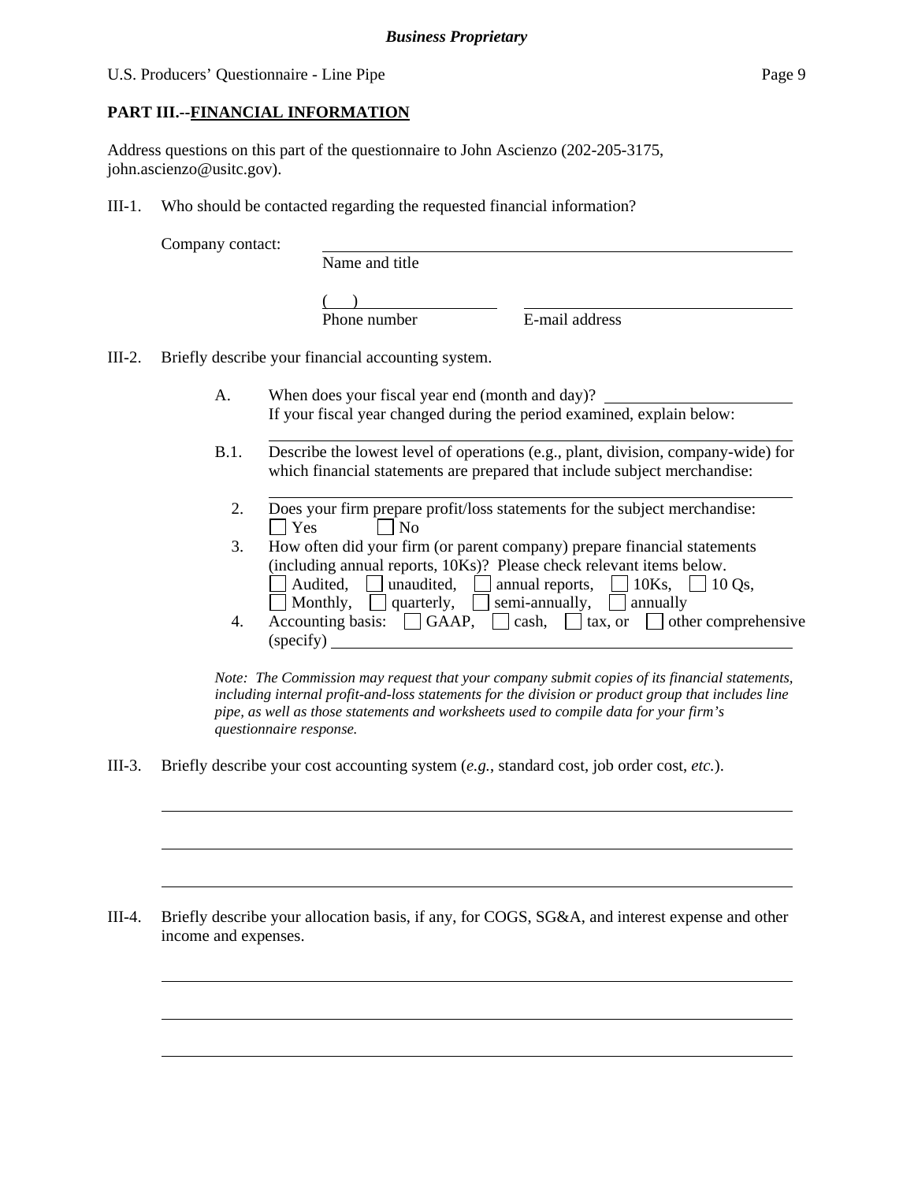*Business Proprietary*

U.S. Producers' Questionnaire - Line Pipe

**PART III.--FINANCIAL INFORMATION**

Address questions on this part of the questionnaire to John Ascienzo (202-205-3175, john.ascienzo@usitc.gov).

III-1. Who should be contacted regarding the requested financial information?

Company contact: ______________________________
Name and title

( ) ________________ ________________
Phone number E-mail address

III-2. Briefly describe your financial accounting system.

A. When does your fiscal year end (month and day)? ________________
If your fiscal year changed during the period examined, explain below:
______________________________

B.1. Describe the lowest level of operations (e.g., plant, division, company-wide) for which financial statements are prepared that include subject merchandise:
______________________________

2. Does your firm prepare profit/loss statements for the subject merchandise:
☐ Yes ☐ No

3. How often did your firm (or parent company) prepare financial statements (including annual reports, 10Ks)? Please check relevant items below.
☐ Audited, ☐ unaudited, ☐ annual reports, ☐ 10Ks, ☐ 10 Qs,
☐ Monthly, ☐ quarterly, ☐ semi-annually, ☐ annually

4. Accounting basis: ☐ GAAP, ☐ cash, ☐ tax, or ☐ other comprehensive (specify) ______________________________

*Note: The Commission may request that your company submit copies of its financial statements, including internal profit-and-loss statements for the division or product group that includes line pipe, as well as those statements and worksheets used to compile data for your firm's questionnaire response.*

III-3. Briefly describe your cost accounting system (*e.g.*, standard cost, job order cost, *etc.*).

______________________________

______________________________

______________________________

III-4. Briefly describe your allocation basis, if any, for COGS, SG&A, and interest expense and other income and expenses.

______________________________

______________________________

______________________________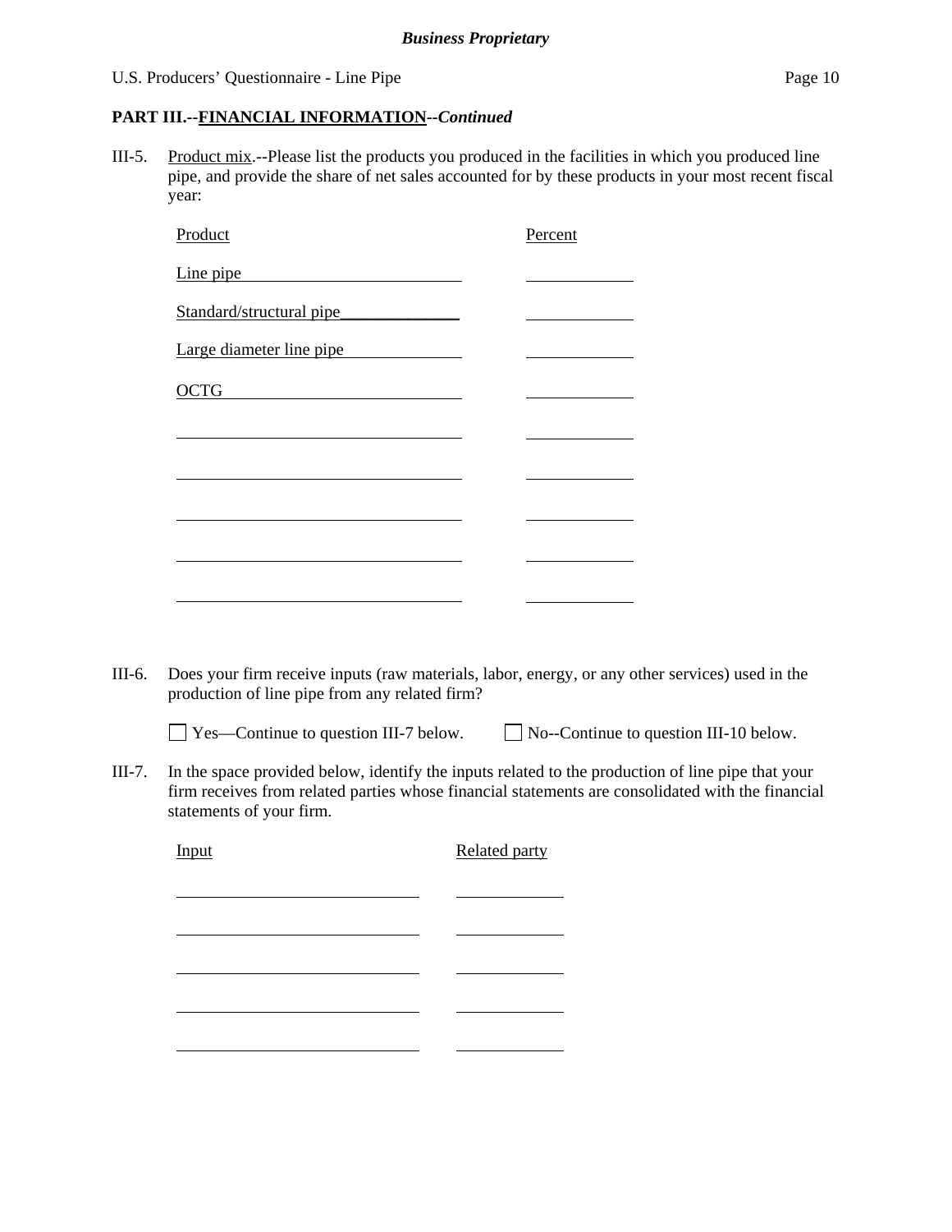***Business Proprietary***

**PART III.--FINANCIAL INFORMATION--*Continued***

III-5. Product mix.--Please list the products you produced in the facilities in which you produced line pipe, and provide the share of net sales accounted for by these products in your most recent fiscal year:

| Product | Percent |
| --- | --- |
| Line pipe | |
| Standard/structural pipe | |
| Large diameter line pipe | |
| OCTG | |
| | |
| | |
| | |
| | |
| | |

III-6. Does your firm receive inputs (raw materials, labor, energy, or any other services) used in the production of line pipe from any related firm?

☐ Yes—Continue to question III-7 below. ☐ No--Continue to question III-10 below.

III-7. In the space provided below, identify the inputs related to the production of line pipe that your firm receives from related parties whose financial statements are consolidated with the financial statements of your firm.

| Input | Related party |
| --- | --- |
| | |
| | |
| | |
| | |
| | |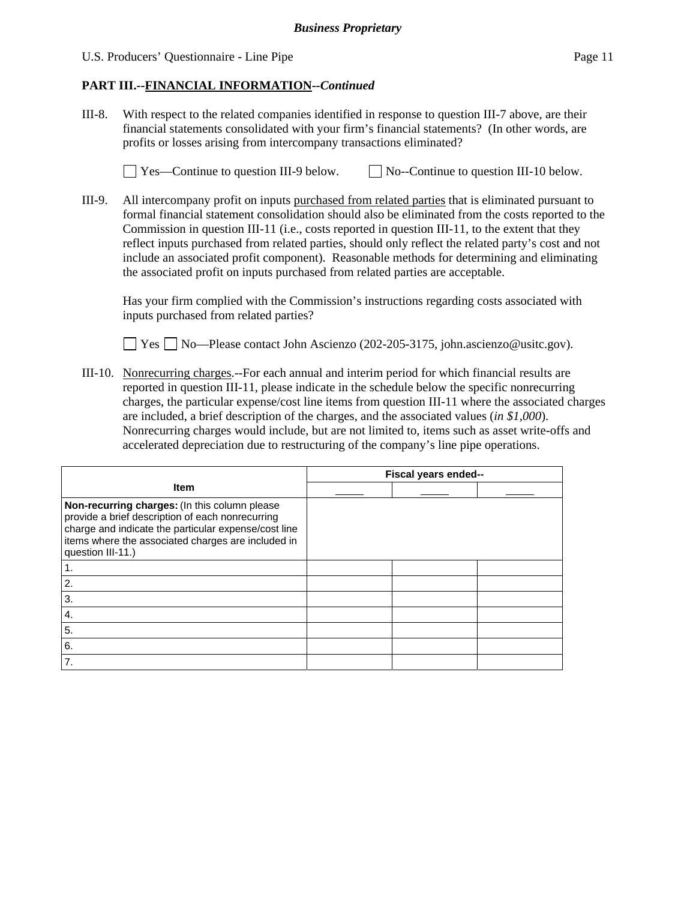## PART III.--FINANCIAL INFORMATION--*Continued*

III-8. With respect to the related companies identified in response to question III-7 above, are their financial statements consolidated with your firm's financial statements? (In other words, are profits or losses arising from intercompany transactions eliminated?

☐ Yes—Continue to question III-9 below. ☐ No--Continue to question III-10 below.

III-9. All intercompany profit on inputs purchased from related parties that is eliminated pursuant to formal financial statement consolidation should also be eliminated from the costs reported to the Commission in question III-11 (i.e., costs reported in question III-11, to the extent that they reflect inputs purchased from related parties, should only reflect the related party's cost and not include an associated profit component). Reasonable methods for determining and eliminating the associated profit on inputs purchased from related parties are acceptable.

Has your firm complied with the Commission's instructions regarding costs associated with inputs purchased from related parties?

☐ Yes ☐ No—Please contact John Ascienzo (202-205-3175, john.ascienzo@usitc.gov).

III-10. Nonrecurring charges.--For each annual and interim period for which financial results are reported in question III-11, please indicate in the schedule below the specific nonrecurring charges, the particular expense/cost line items from question III-11 where the associated charges are included, a brief description of the charges, and the associated values (*in $1,000*). Nonrecurring charges would include, but are not limited to, items such as asset write-offs and accelerated depreciation due to restructuring of the company's line pipe operations.

| Item | Fiscal years ended-- | | |
|---|---|---|---|
| | _____ | _____ | _____ |
| **Non-recurring charges:** (In this column please provide a brief description of each nonrecurring charge and indicate the particular expense/cost line items where the associated charges are included in question III-11.) | | | |
| 1. | | | |
| 2. | | | |
| 3. | | | |
| 4. | | | |
| 5. | | | |
| 6. | | | |
| 7. | | | |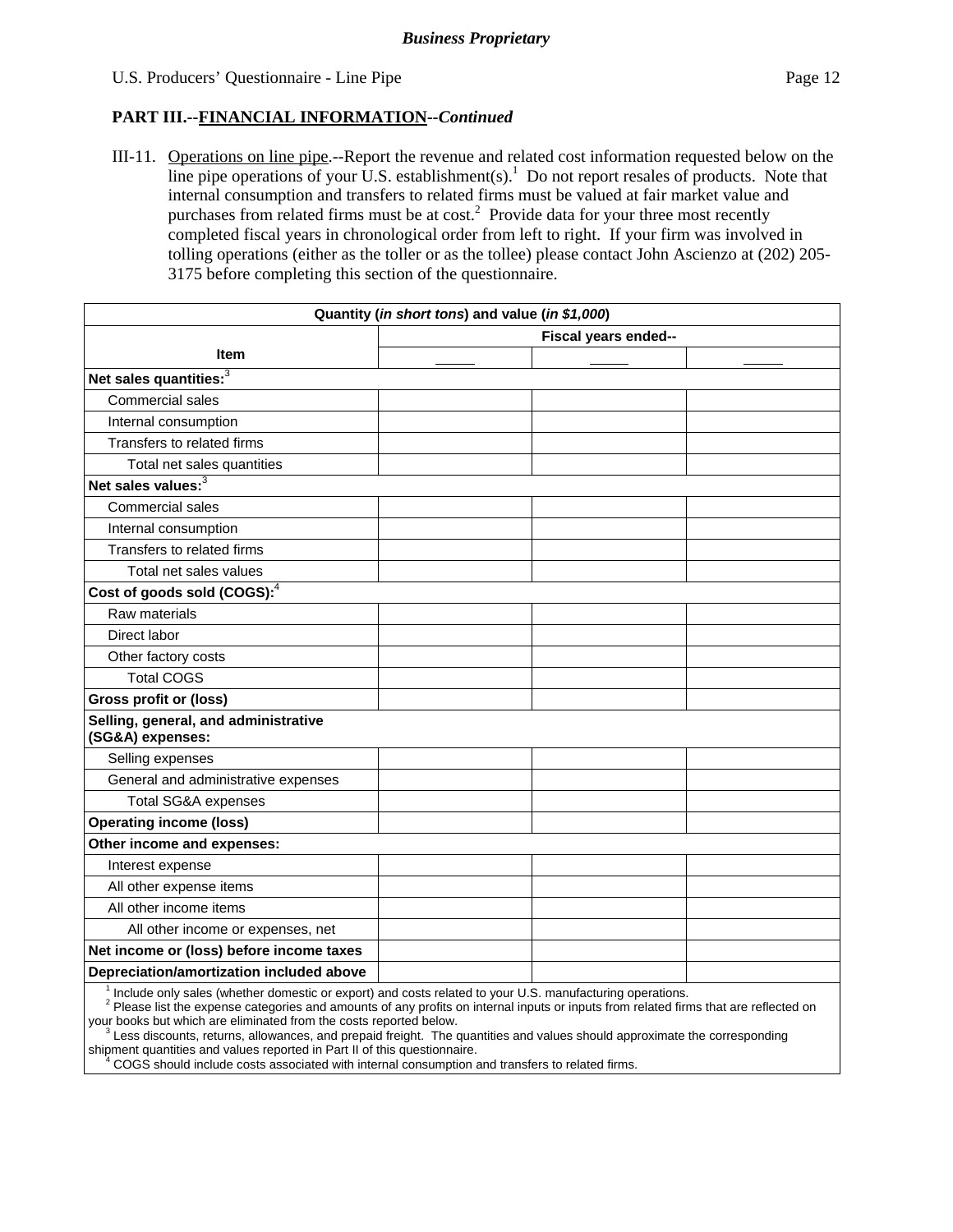**PART III.--FINANCIAL INFORMATION--*Continued***

III-11. Operations on line pipe.--Report the revenue and related cost information requested below on the line pipe operations of your U.S. establishment(s).[1] Do not report resales of products. Note that internal consumption and transfers to related firms must be valued at fair market value and purchases from related firms must be at cost.[2] Provide data for your three most recently completed fiscal years in chronological order from left to right. If your firm was involved in tolling operations (either as the toller or as the tollee) please contact John Ascienzo at (202) 205-3175 before completing this section of the questionnaire.

| Quantity (*in short tons*) and value (*in $1,000*) | | | |
|---|---|---|---|
| Item | Fiscal years ended-- | | |
| | _____ | _____ | _____ |
| **Net sales quantities:**[3] | | | |
| Commercial sales | | | |
| Internal consumption | | | |
| Transfers to related firms | | | |
| Total net sales quantities | | | |
| **Net sales values:**[3] | | | |
| Commercial sales | | | |
| Internal consumption | | | |
| Transfers to related firms | | | |
| Total net sales values | | | |
| **Cost of goods sold (COGS):**[4] | | | |
| Raw materials | | | |
| Direct labor | | | |
| Other factory costs | | | |
| Total COGS | | | |
| **Gross profit or (loss)** | | | |
| **Selling, general, and administrative (SG&A) expenses:** | | | |
| Selling expenses | | | |
| General and administrative expenses | | | |
| Total SG&A expenses | | | |
| **Operating income (loss)** | | | |
| **Other income and expenses:** | | | |
| Interest expense | | | |
| All other expense items | | | |
| All other income items | | | |
| All other income or expenses, net | | | |
| **Net income or (loss) before income taxes** | | | |
| **Depreciation/amortization included above** | | | |

[1] Include only sales (whether domestic or export) and costs related to your U.S. manufacturing operations.
[2] Please list the expense categories and amounts of any profits on internal inputs or inputs from related firms that are reflected on your books but which are eliminated from the costs reported below.
[3] Less discounts, returns, allowances, and prepaid freight. The quantities and values should approximate the corresponding shipment quantities and values reported in Part II of this questionnaire.
[4] COGS should include costs associated with internal consumption and transfers to related firms.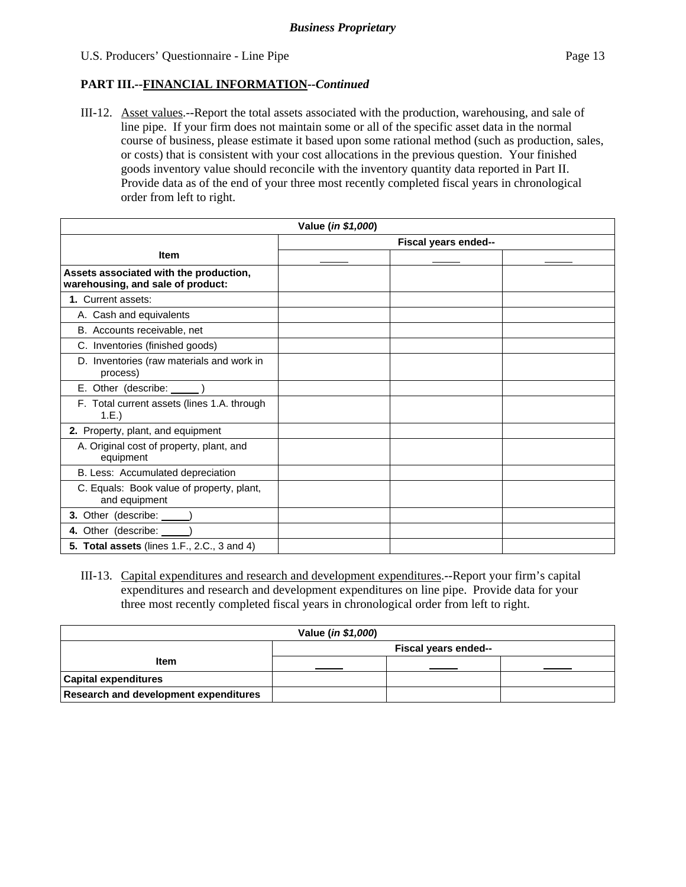**PART III.--FINANCIAL INFORMATION--*Continued***

III-12. Asset values.--Report the total assets associated with the production, warehousing, and sale of line pipe. If your firm does not maintain some or all of the specific asset data in the normal course of business, please estimate it based upon some rational method (such as production, sales, or costs) that is consistent with your cost allocations in the previous question. Your finished goods inventory value should reconcile with the inventory quantity data reported in Part II. Provide data as of the end of your three most recently completed fiscal years in chronological order from left to right.

| Value (*in $1,000*) | | | |
|---|---|---|---|
| Item | Fiscal years ended-- | | |
| | _____ | _____ | _____ |
| **Assets associated with the production, warehousing, and sale of product:** | | | |
| **1.** Current assets: | | | |
| A. Cash and equivalents | | | |
| B. Accounts receivable, net | | | |
| C. Inventories (finished goods) | | | |
| D. Inventories (raw materials and work in process) | | | |
| E. Other (describe: _____ ) | | | |
| F. Total current assets (lines 1.A. through 1.E.) | | | |
| **2.** Property, plant, and equipment | | | |
| A. Original cost of property, plant, and equipment | | | |
| B. Less: Accumulated depreciation | | | |
| C. Equals: Book value of property, plant, and equipment | | | |
| **3.** Other (describe: _____) | | | |
| **4.** Other (describe: _____) | | | |
| **5. Total assets** (lines 1.F., 2.C., 3 and 4) | | | |

III-13. Capital expenditures and research and development expenditures.--Report your firm's capital expenditures and research and development expenditures on line pipe. Provide data for your three most recently completed fiscal years in chronological order from left to right.

| Value (*in $1,000*) | | | |
|---|---|---|---|
| Item | Fiscal years ended-- | | |
| | _____ | _____ | _____ |
| **Capital expenditures** | | | |
| **Research and development expenditures** | | | |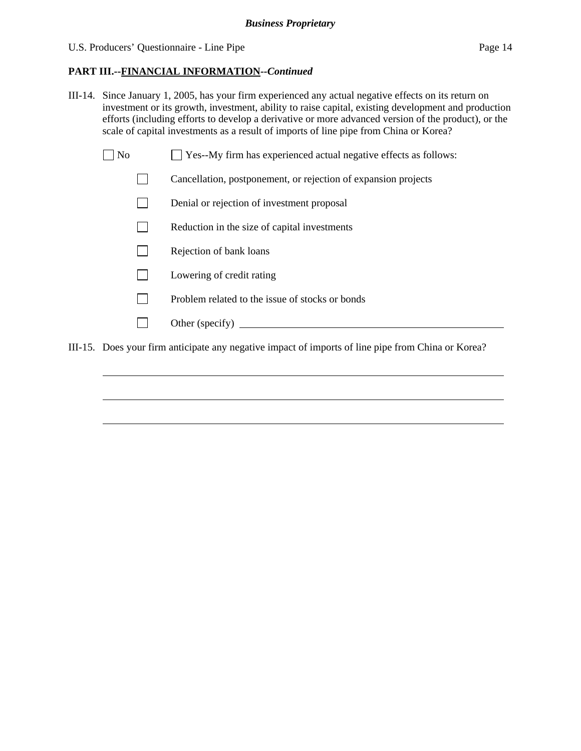**PART III.--FINANCIAL INFORMATION--*Continued***

III-14. Since January 1, 2005, has your firm experienced any actual negative effects on its return on investment or its growth, investment, ability to raise capital, existing development and production efforts (including efforts to develop a derivative or more advanced version of the product), or the scale of capital investments as a result of imports of line pipe from China or Korea?

☐ No ☐ Yes--My firm has experienced actual negative effects as follows:

- ☐ Cancellation, postponement, or rejection of expansion projects
- ☐ Denial or rejection of investment proposal
- ☐ Reduction in the size of capital investments
- ☐ Rejection of bank loans
- ☐ Lowering of credit rating
- ☐ Problem related to the issue of stocks or bonds
- ☐ Other (specify) ______________________________

III-15. Does your firm anticipate any negative impact of imports of line pipe from China or Korea?

______________________________________________

______________________________________________

______________________________________________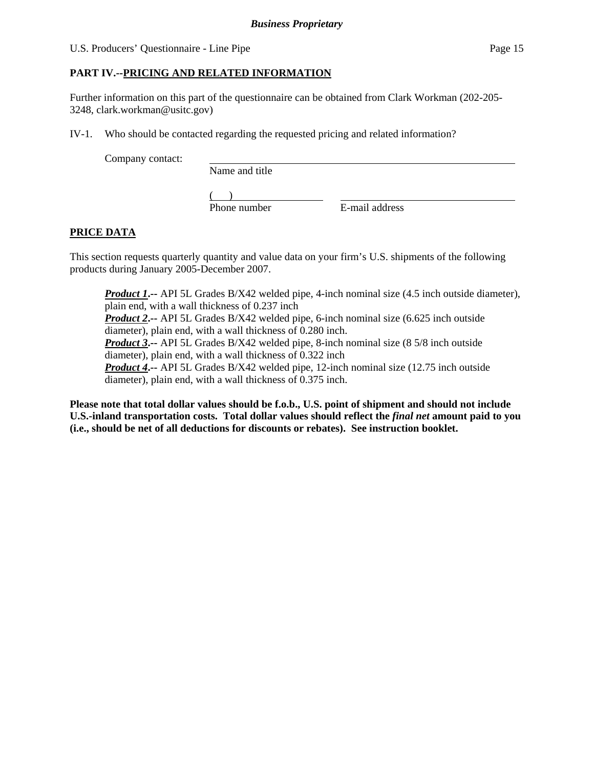## PART IV.--PRICING AND RELATED INFORMATION

Further information on this part of the questionnaire can be obtained from Clark Workman (202-205-3248, clark.workman@usitc.gov)

IV-1. Who should be contacted regarding the requested pricing and related information?

Company contact: ______________________________________________
Name and title

(     ) ____________________     ______________________________
Phone number     E-mail address

**PRICE DATA**

This section requests quarterly quantity and value data on your firm's U.S. shipments of the following products during January 2005-December 2007.

> ***Product 1*.--** API 5L Grades B/X42 welded pipe, 4-inch nominal size (4.5 inch outside diameter), plain end, with a wall thickness of 0.237 inch
> ***Product 2*.--** API 5L Grades B/X42 welded pipe, 6-inch nominal size (6.625 inch outside diameter), plain end, with a wall thickness of 0.280 inch.
> ***Product 3*.--** API 5L Grades B/X42 welded pipe, 8-inch nominal size (8 5/8 inch outside diameter), plain end, with a wall thickness of 0.322 inch
> ***Product 4*.--** API 5L Grades B/X42 welded pipe, 12-inch nominal size (12.75 inch outside diameter), plain end, with a wall thickness of 0.375 inch.

**Please note that total dollar values should be f.o.b., U.S. point of shipment and should not include U.S.-inland transportation costs. Total dollar values should reflect the *final net* amount paid to you (i.e., should be net of all deductions for discounts or rebates). See instruction booklet.**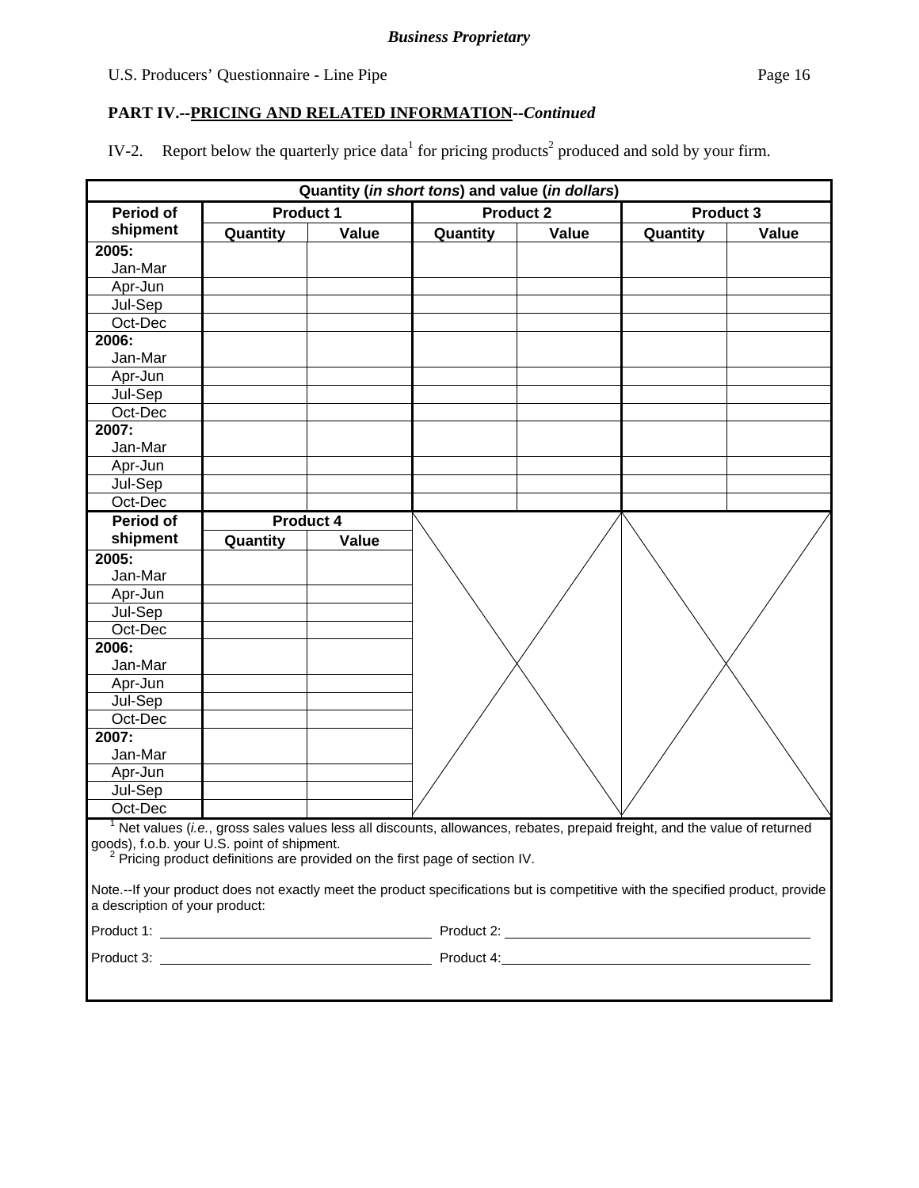**Business Proprietary**

## PART IV.--PRICING AND RELATED INFORMATION--*Continued*

IV-2. Report below the quarterly price data[1] for pricing products[2] produced and sold by your firm.

| Quantity (*in short tons*) and value (*in dollars*) | | | | | | |
|---|---|---|---|---|---|---|
| Period of shipment | Product 1 | | Product 2 | | Product 3 | |
| | Quantity | Value | Quantity | Value | Quantity | Value |
| 2005: Jan-Mar | | | | | | |
| Apr-Jun | | | | | | |
| Jul-Sep | | | | | | |
| Oct-Dec | | | | | | |
| 2006: Jan-Mar | | | | | | |
| Apr-Jun | | | | | | |
| Jul-Sep | | | | | | |
| Oct-Dec | | | | | | |
| 2007: Jan-Mar | | | | | | |
| Apr-Jun | | | | | | |
| Jul-Sep | | | | | | |
| Oct-Dec | | | | | | |

| Period of shipment | Product 4 | |
|---|---|---|
| | Quantity | Value |
| 2005: Jan-Mar | | |
| Apr-Jun | | |
| Jul-Sep | | |
| Oct-Dec | | |
| 2006: Jan-Mar | | |
| Apr-Jun | | |
| Jul-Sep | | |
| Oct-Dec | | |
| 2007: Jan-Mar | | |
| Apr-Jun | | |
| Jul-Sep | | |
| Oct-Dec | | |

[1] Net values (*i.e.*, gross sales values less all discounts, allowances, rebates, prepaid freight, and the value of returned goods), f.o.b. your U.S. point of shipment.

[2] Pricing product definitions are provided on the first page of section IV.

Note.--If your product does not exactly meet the product specifications but is competitive with the specified product, provide a description of your product:

Product 1: ______________________ Product 2: ______________________

Product 3: ______________________ Product 4: ______________________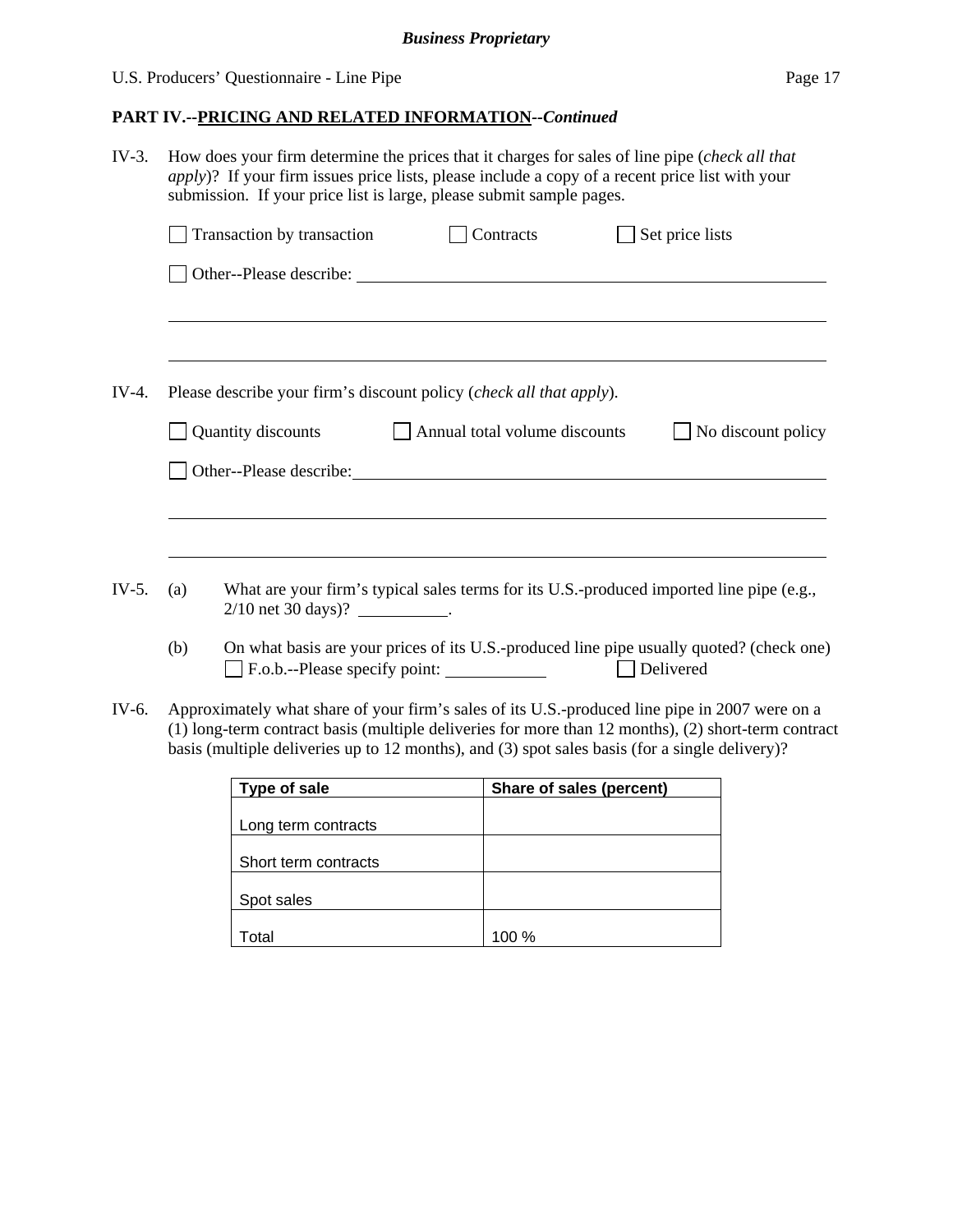**PART IV.--PRICING AND RELATED INFORMATION--*Continued***

IV-3. How does your firm determine the prices that it charges for sales of line pipe (*check all that apply*)? If your firm issues price lists, please include a copy of a recent price list with your submission. If your price list is large, please submit sample pages.

☐ Transaction by transaction ☐ Contracts ☐ Set price lists

☐ Other--Please describe: ______________________________________________

_______________________________________________________________________

_______________________________________________________________________

IV-4. Please describe your firm's discount policy (*check all that apply*).

☐ Quantity discounts ☐ Annual total volume discounts ☐ No discount policy

☐ Other--Please describe: ______________________________________________

_______________________________________________________________________

_______________________________________________________________________

IV-5. (a) What are your firm's typical sales terms for its U.S.-produced imported line pipe (e.g., 2/10 net 30 days)? __________.

(b) On what basis are your prices of its U.S.-produced line pipe usually quoted? (check one)
☐ F.o.b.--Please specify point: ___________ ☐ Delivered

IV-6. Approximately what share of your firm's sales of its U.S.-produced line pipe in 2007 were on a (1) long-term contract basis (multiple deliveries for more than 12 months), (2) short-term contract basis (multiple deliveries up to 12 months), and (3) spot sales basis (for a single delivery)?

| Type of sale | Share of sales (percent) |
|---|---|
| Long term contracts | |
| Short term contracts | |
| Spot sales | |
| Total | 100 % |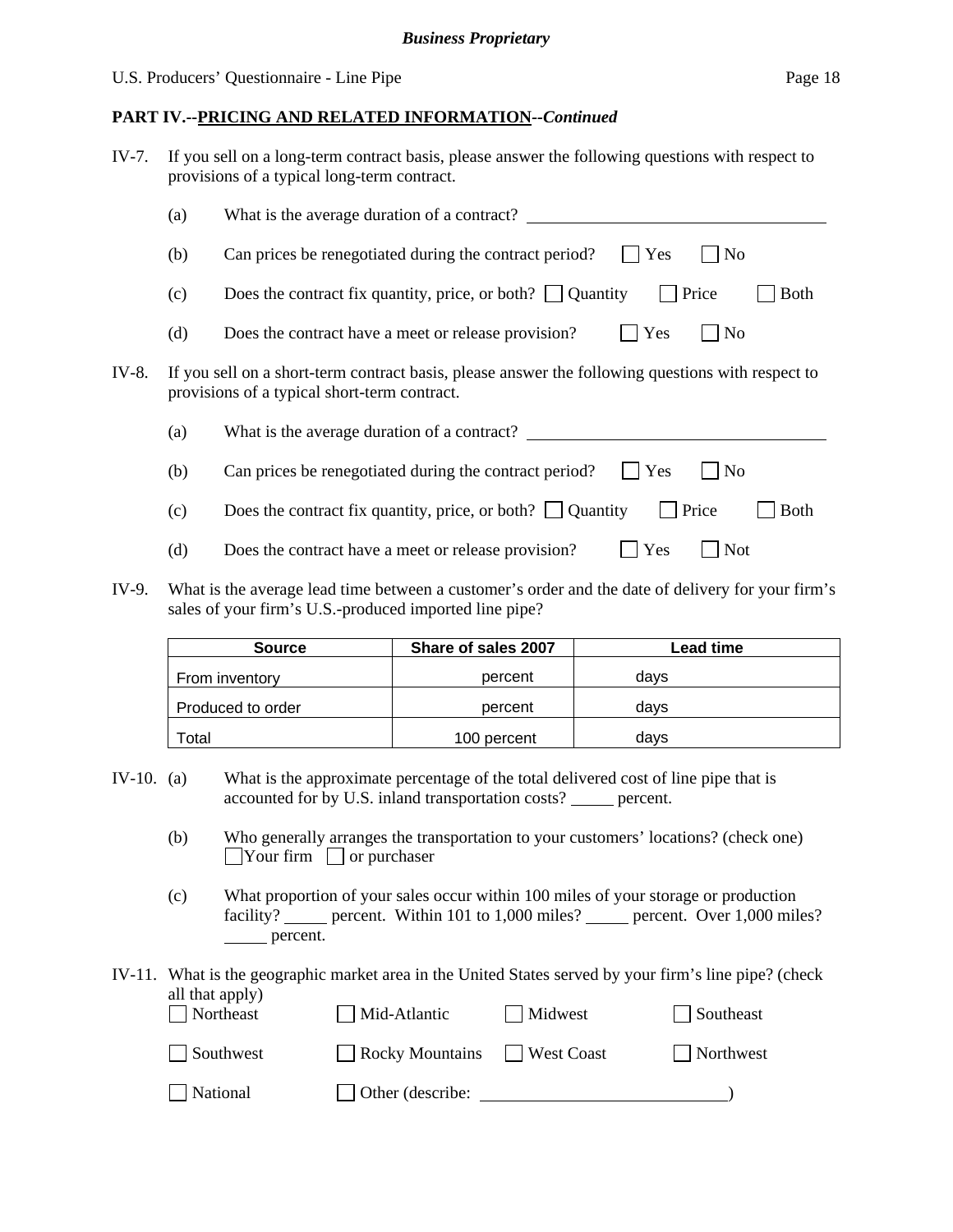***Business Proprietary***

U.S. Producers' Questionnaire - Line Pipe

**PART IV.--PRICING AND RELATED INFORMATION--*Continued***

IV-7. If you sell on a long-term contract basis, please answer the following questions with respect to provisions of a typical long-term contract.

(a) What is the average duration of a contract? ____________________

(b) Can prices be renegotiated during the contract period? ☐ Yes ☐ No

(c) Does the contract fix quantity, price, or both? ☐ Quantity ☐ Price ☐ Both

(d) Does the contract have a meet or release provision? ☐ Yes ☐ No

IV-8. If you sell on a short-term contract basis, please answer the following questions with respect to provisions of a typical short-term contract.

(a) What is the average duration of a contract? ____________________

(b) Can prices be renegotiated during the contract period? ☐ Yes ☐ No

(c) Does the contract fix quantity, price, or both? ☐ Quantity ☐ Price ☐ Both

(d) Does the contract have a meet or release provision? ☐ Yes ☐ Not

IV-9. What is the average lead time between a customer's order and the date of delivery for your firm's sales of your firm's U.S.-produced imported line pipe?

| Source | Share of sales 2007 | Lead time |
|---|---|---|
| From inventory | percent | days |
| Produced to order | percent | days |
| Total | 100 percent | days |

IV-10. (a) What is the approximate percentage of the total delivered cost of line pipe that is accounted for by U.S. inland transportation costs? _____ percent.

(b) Who generally arranges the transportation to your customers' locations? (check one) ☐ Your firm ☐ or purchaser

(c) What proportion of your sales occur within 100 miles of your storage or production facility? _____ percent. Within 101 to 1,000 miles? _____ percent. Over 1,000 miles? _____ percent.

IV-11. What is the geographic market area in the United States served by your firm's line pipe? (check all that apply)

☐ Northeast ☐ Mid-Atlantic ☐ Midwest ☐ Southeast

☐ Southwest ☐ Rocky Mountains ☐ West Coast ☐ Northwest

☐ National ☐ Other (describe: ____________________)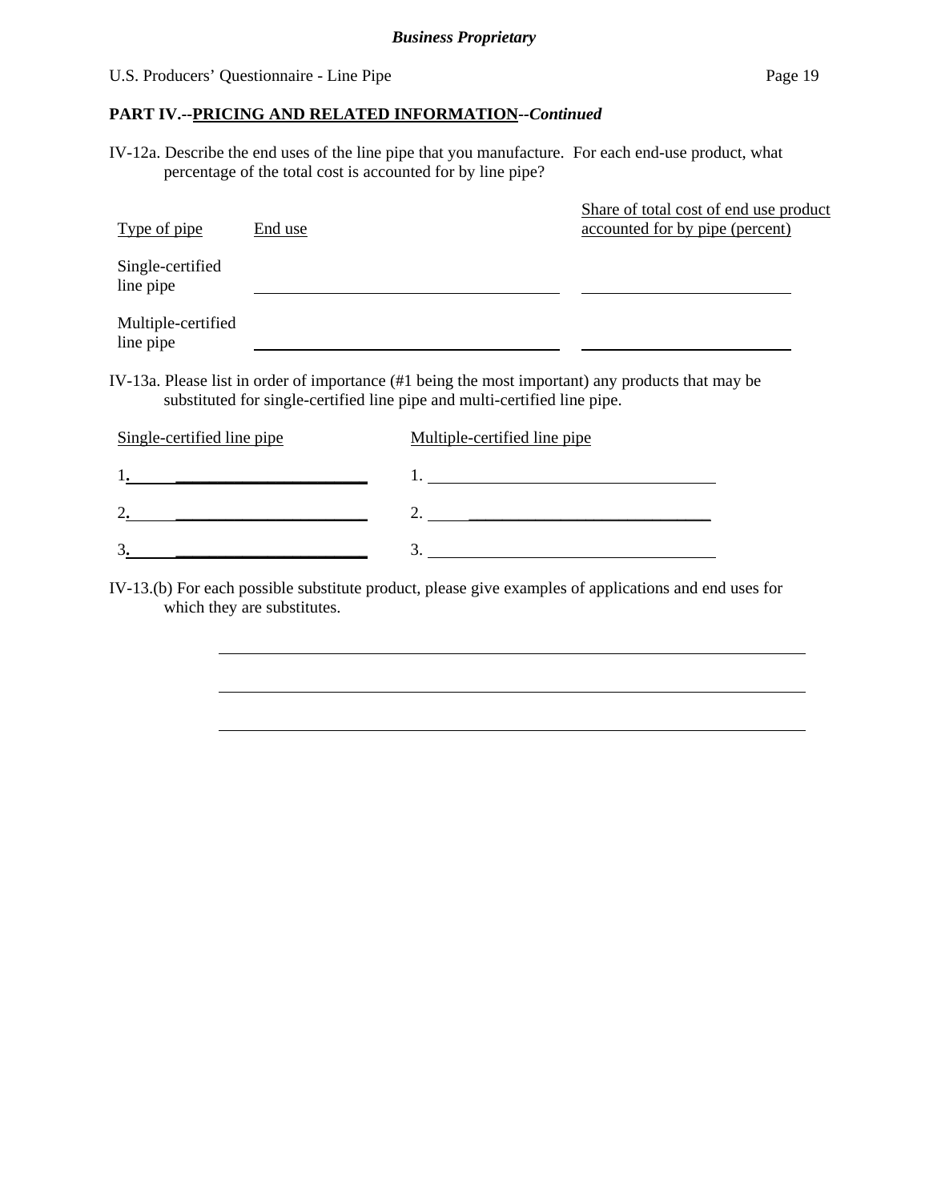**Business Proprietary**

U.S. Producers' Questionnaire - Line Pipe

## PART IV.--PRICING AND RELATED INFORMATION--*Continued*

IV-12a. Describe the end uses of the line pipe that you manufacture. For each end-use product, what percentage of the total cost is accounted for by line pipe?

| Type of pipe | End use | Share of total cost of end use product accounted for by pipe (percent) |
|---|---|---|
| Single-certified line pipe | | |
| Multiple-certified line pipe | | |

IV-13a. Please list in order of importance (#1 being the most important) any products that may be substituted for single-certified line pipe and multi-certified line pipe.

| Single-certified line pipe | Multiple-certified line pipe |
|---|---|
| 1. | 1. |
| 2. | 2. |
| 3. | 3. |

IV-13.(b) For each possible substitute product, please give examples of applications and end uses for which they are substitutes.

\_\_\_\_\_\_\_\_\_\_\_\_\_\_\_\_\_\_\_\_\_\_\_\_\_\_\_\_\_\_\_\_\_\_\_\_\_\_\_\_

\_\_\_\_\_\_\_\_\_\_\_\_\_\_\_\_\_\_\_\_\_\_\_\_\_\_\_\_\_\_\_\_\_\_\_\_\_\_\_\_

\_\_\_\_\_\_\_\_\_\_\_\_\_\_\_\_\_\_\_\_\_\_\_\_\_\_\_\_\_\_\_\_\_\_\_\_\_\_\_\_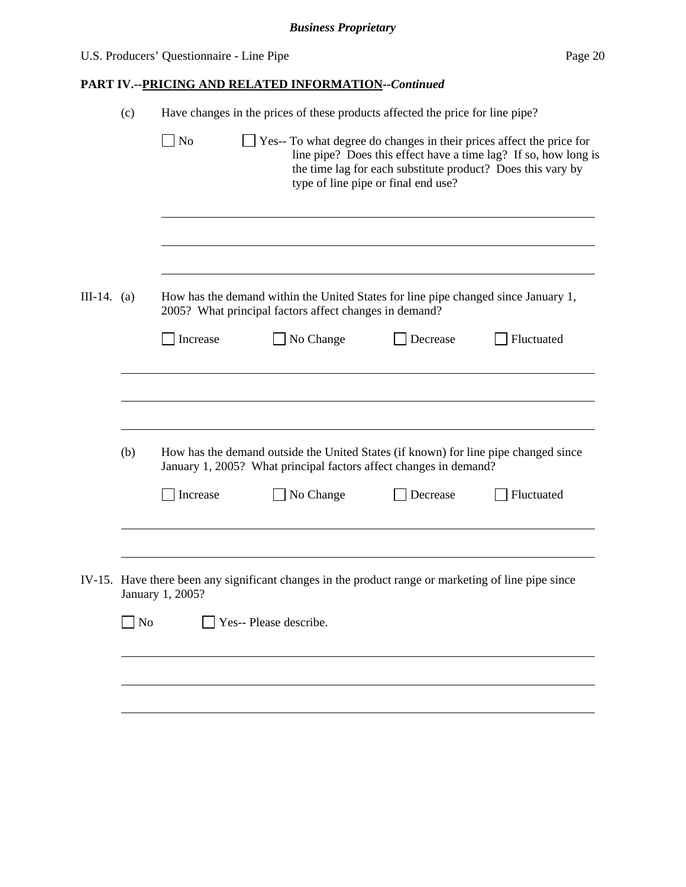**PART IV.--PRICING AND RELATED INFORMATION--*Continued***

(c) Have changes in the prices of these products affected the price for line pipe?

☐ No ☐ Yes-- To what degree do changes in their prices affect the price for line pipe? Does this effect have a time lag? If so, how long is the time lag for each substitute product? Does this vary by type of line pipe or final end use?

______________________________________________________________________

______________________________________________________________________

______________________________________________________________________

III-14. (a) How has the demand within the United States for line pipe changed since January 1, 2005? What principal factors affect changes in demand?

☐ Increase ☐ No Change ☐ Decrease ☐ Fluctuated

______________________________________________________________________

______________________________________________________________________

______________________________________________________________________

(b) How has the demand outside the United States (if known) for line pipe changed since January 1, 2005? What principal factors affect changes in demand?

☐ Increase ☐ No Change ☐ Decrease ☐ Fluctuated

______________________________________________________________________

______________________________________________________________________

IV-15. Have there been any significant changes in the product range or marketing of line pipe since January 1, 2005?

☐ No ☐ Yes-- Please describe.

______________________________________________________________________

______________________________________________________________________

______________________________________________________________________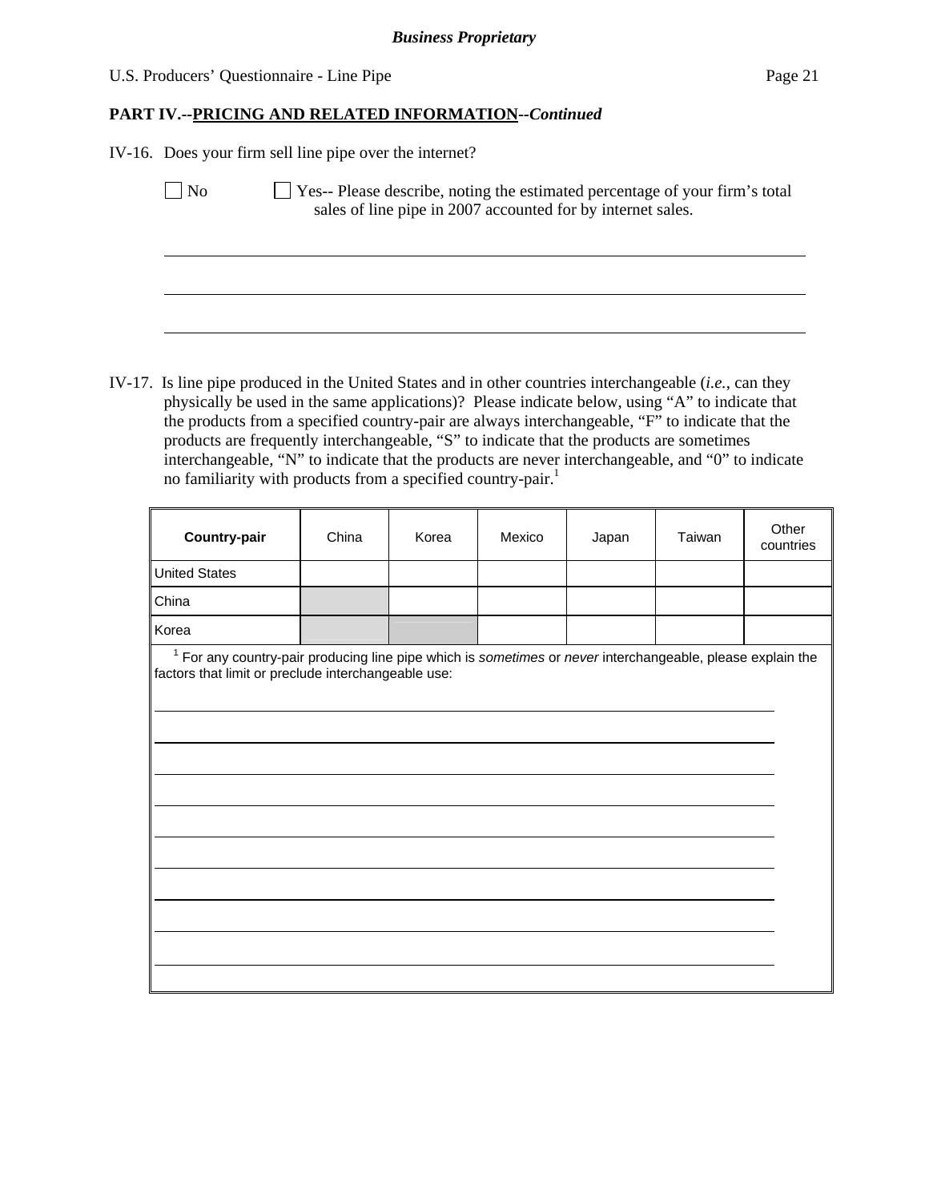## PART IV.--PRICING AND RELATED INFORMATION--*Continued*

IV-16. Does your firm sell line pipe over the internet?

☐ No ☐ Yes-- Please describe, noting the estimated percentage of your firm's total sales of line pipe in 2007 accounted for by internet sales.

IV-17. Is line pipe produced in the United States and in other countries interchangeable (*i.e.,* can they physically be used in the same applications)? Please indicate below, using "A" to indicate that the products from a specified country-pair are always interchangeable, "F" to indicate that the products are frequently interchangeable, "S" to indicate that the products are sometimes interchangeable, "N" to indicate that the products are never interchangeable, and "0" to indicate no familiarity with products from a specified country-pair.[1]

| **Country-pair** | China | Korea | Mexico | Japan | Taiwan | Other countries |
|---|---|---|---|---|---|---|
| United States | | | | | | |
| China | | | | | | |
| Korea | | | | | | |

[1] For any country-pair producing line pipe which is *sometimes* or *never* interchangeable, please explain the factors that limit or preclude interchangeable use: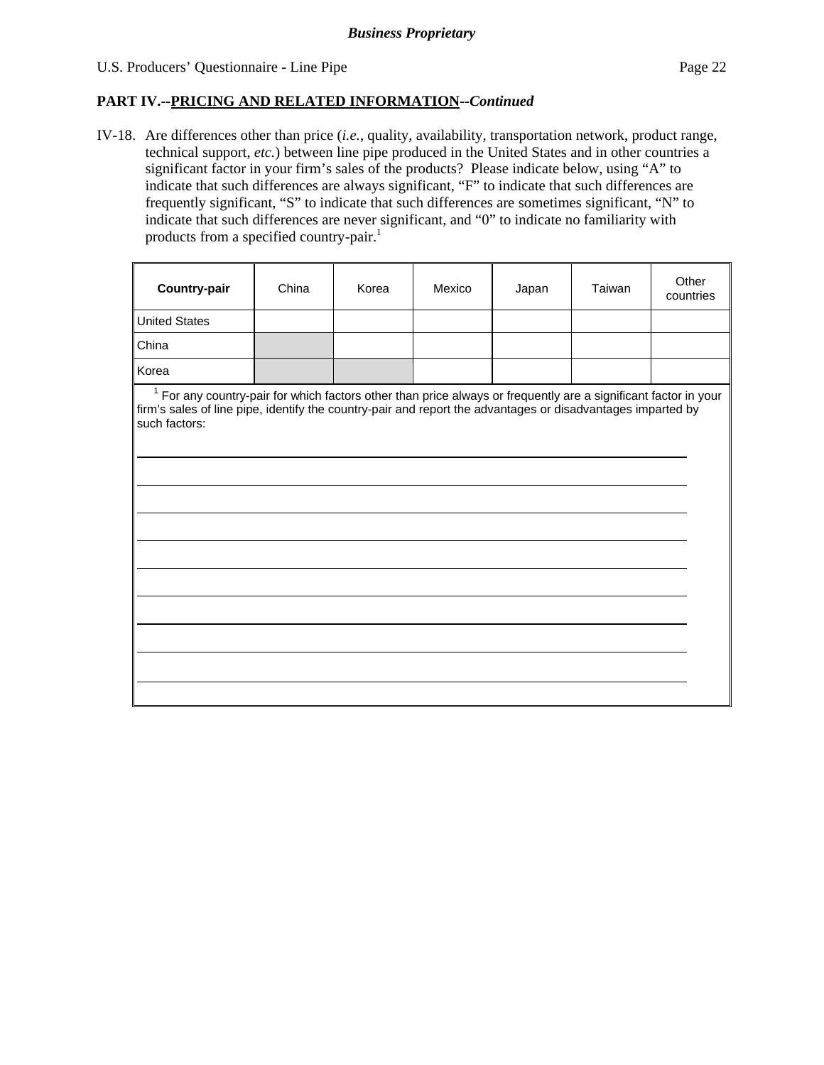***Business Proprietary***

## PART IV.--PRICING AND RELATED INFORMATION--*Continued*

IV-18. Are differences other than price (*i.e.*, quality, availability, transportation network, product range, technical support, *etc.*) between line pipe produced in the United States and in other countries a significant factor in your firm's sales of the products? Please indicate below, using "A" to indicate that such differences are always significant, "F" to indicate that such differences are frequently significant, "S" to indicate that such differences are sometimes significant, "N" to indicate that such differences are never significant, and "0" to indicate no familiarity with products from a specified country-pair.[1]

| **Country-pair** | China | Korea | Mexico | Japan | Taiwan | Other countries |
|---|---|---|---|---|---|---|
| United States | | | | | | |
| China | | | | | | |
| Korea | | | | | | |

[1] For any country-pair for which factors other than price always or frequently are a significant factor in your firm's sales of line pipe, identify the country-pair and report the advantages or disadvantages imparted by such factors:

___________________________________________________________________________

___________________________________________________________________________

___________________________________________________________________________

___________________________________________________________________________

___________________________________________________________________________

___________________________________________________________________________

___________________________________________________________________________

___________________________________________________________________________

___________________________________________________________________________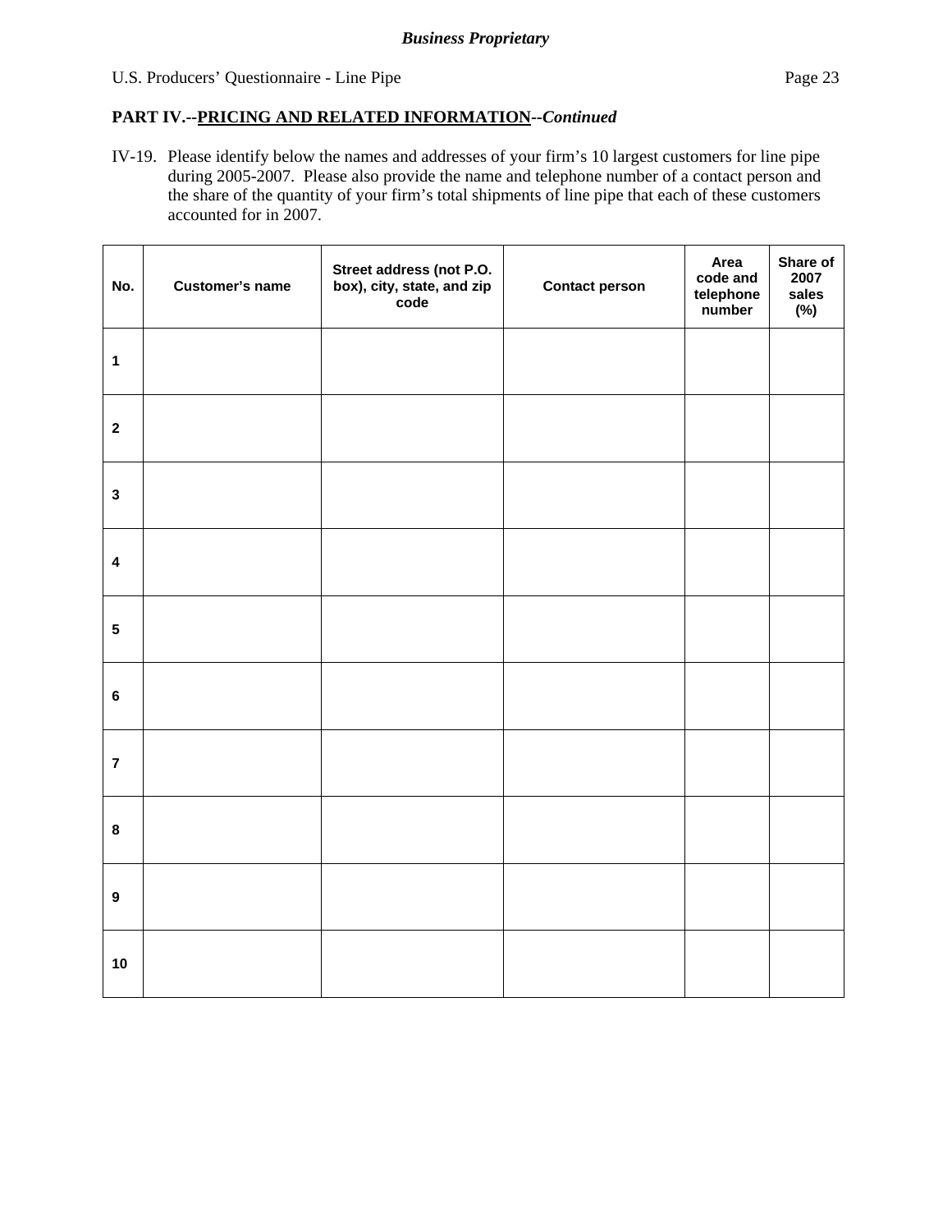*Business Proprietary*

**PART IV.--PRICING AND RELATED INFORMATION--*Continued***

IV-19. Please identify below the names and addresses of your firm's 10 largest customers for line pipe during 2005-2007. Please also provide the name and telephone number of a contact person and the share of the quantity of your firm's total shipments of line pipe that each of these customers accounted for in 2007.

| No. | Customer's name | Street address (not P.O. box), city, state, and zip code | Contact person | Area code and telephone number | Share of 2007 sales (%) |
|---|---|---|---|---|---|
| 1 | | | | | |
| 2 | | | | | |
| 3 | | | | | |
| 4 | | | | | |
| 5 | | | | | |
| 6 | | | | | |
| 7 | | | | | |
| 8 | | | | | |
| 9 | | | | | |
| 10 | | | | | |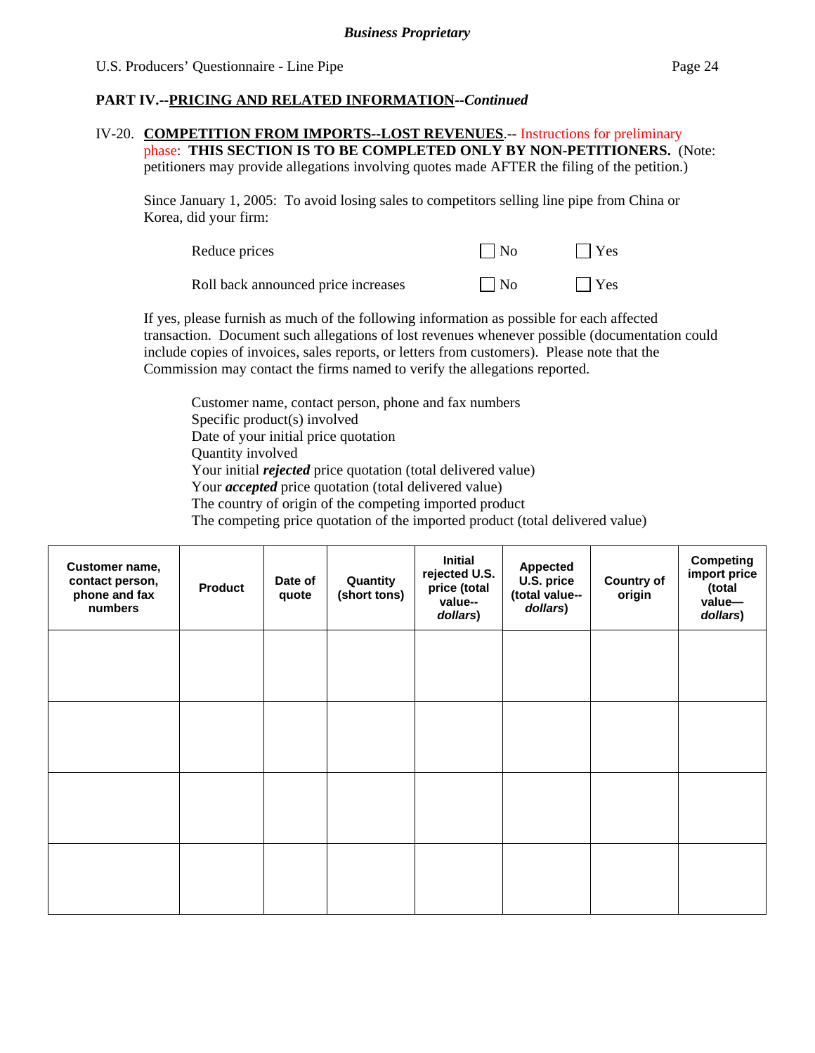**PART IV.--PRICING AND RELATED INFORMATION--*Continued***

IV-20. **COMPETITION FROM IMPORTS--LOST REVENUES**.-- Instructions for preliminary phase: **THIS SECTION IS TO BE COMPLETED ONLY BY NON-PETITIONERS.** (Note: petitioners may provide allegations involving quotes made AFTER the filing of the petition.)

Since January 1, 2005: To avoid losing sales to competitors selling line pipe from China or Korea, did your firm:

| | | |
|---|---|---|
| Reduce prices | ☐ No | ☐ Yes |
| Roll back announced price increases | ☐ No | ☐ Yes |

If yes, please furnish as much of the following information as possible for each affected transaction. Document such allegations of lost revenues whenever possible (documentation could include copies of invoices, sales reports, or letters from customers). Please note that the Commission may contact the firms named to verify the allegations reported.

Customer name, contact person, phone and fax numbers
Specific product(s) involved
Date of your initial price quotation
Quantity involved
Your initial ***rejected*** price quotation (total delivered value)
Your ***accepted*** price quotation (total delivered value)
The country of origin of the competing imported product
The competing price quotation of the imported product (total delivered value)

| Customer name, contact person, phone and fax numbers | Product | Date of quote | Quantity (short tons) | Initial rejected U.S. price (total value--*dollars*) | Appected U.S. price (total value--*dollars*) | Country of origin | Competing import price (total value—*dollars*) |
|---|---|---|---|---|---|---|---|
| | | | | | | | |
| | | | | | | | |
| | | | | | | | |
| | | | | | | | |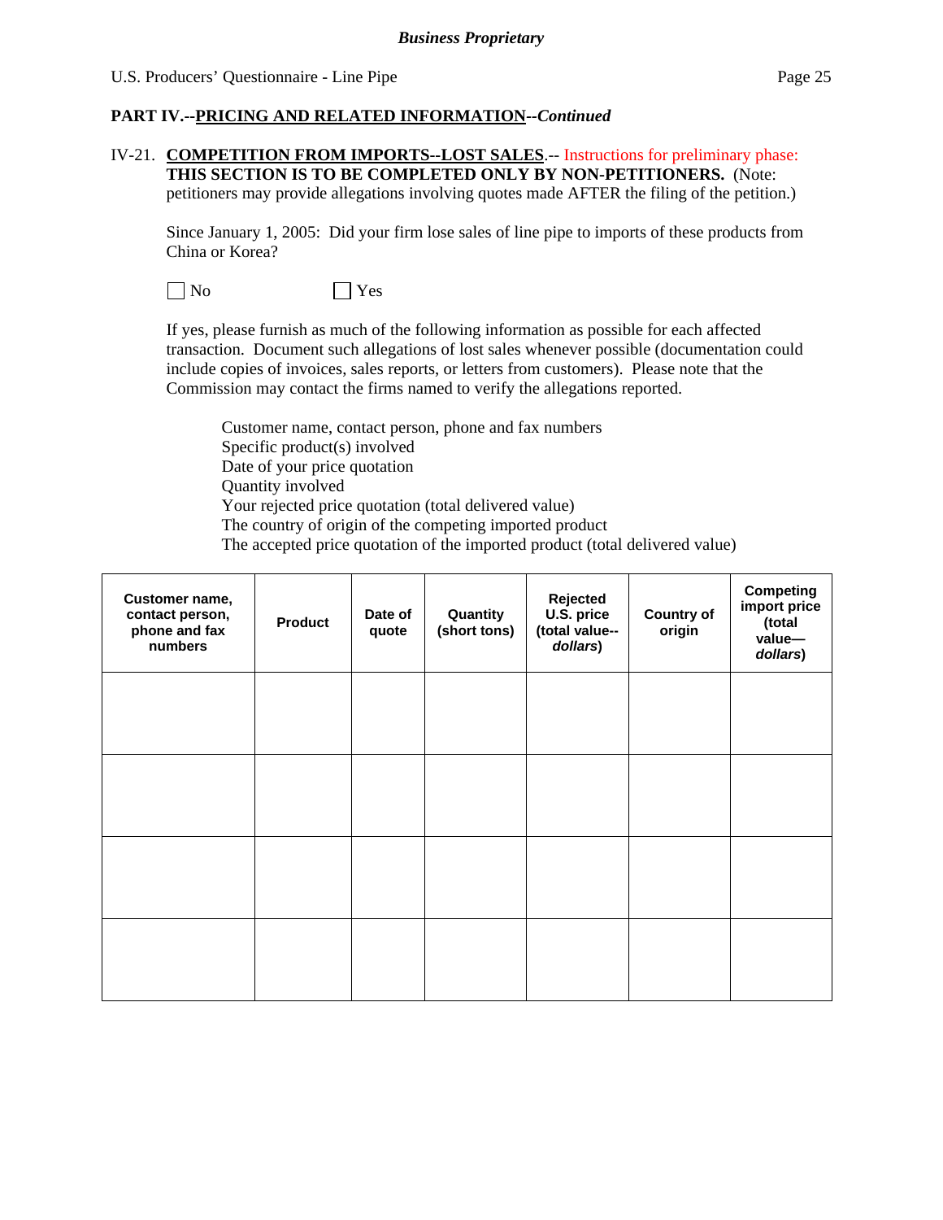**PART IV.--PRICING AND RELATED INFORMATION--*Continued***

IV-21. **COMPETITION FROM IMPORTS--LOST SALES**.-- Instructions for preliminary phase: **THIS SECTION IS TO BE COMPLETED ONLY BY NON-PETITIONERS.** (Note: petitioners may provide allegations involving quotes made AFTER the filing of the petition.)

Since January 1, 2005: Did your firm lose sales of line pipe to imports of these products from China or Korea?

☐ No ☐ Yes

If yes, please furnish as much of the following information as possible for each affected transaction. Document such allegations of lost sales whenever possible (documentation could include copies of invoices, sales reports, or letters from customers). Please note that the Commission may contact the firms named to verify the allegations reported.

Customer name, contact person, phone and fax numbers
Specific product(s) involved
Date of your price quotation
Quantity involved
Your rejected price quotation (total delivered value)
The country of origin of the competing imported product
The accepted price quotation of the imported product (total delivered value)

| Customer name, contact person, phone and fax numbers | Product | Date of quote | Quantity (short tons) | Rejected U.S. price (total value--*dollars*) | Country of origin | Competing import price (total value—*dollars*) |
|---|---|---|---|---|---|---|
| | | | | | | |
| | | | | | | |
| | | | | | | |
| | | | | | | |